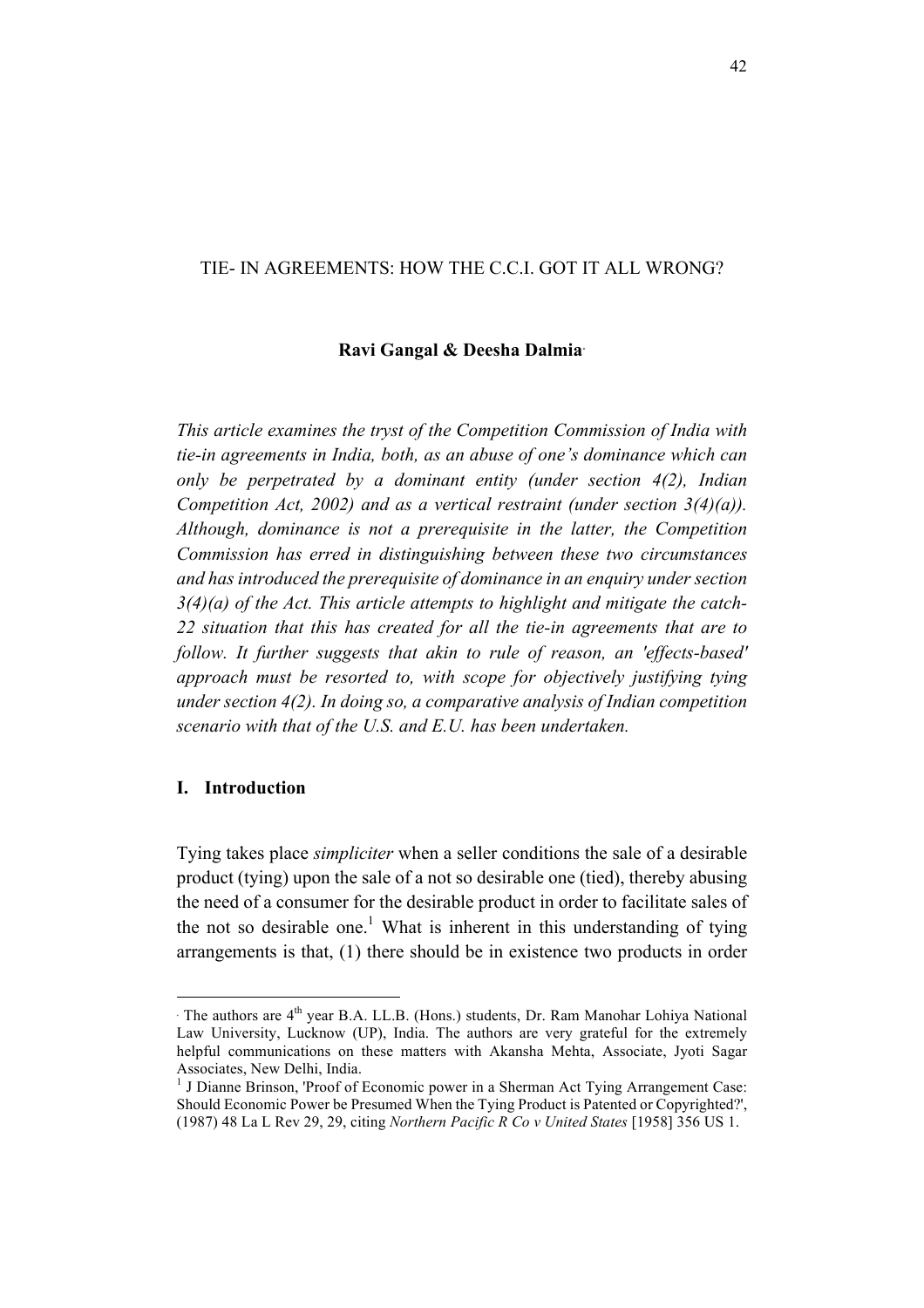# TIE- IN AGREEMENTS: HOW THE C.C.I. GOT IT ALL WRONG?

**Ravi Gangal & Deesha Dalmia**[·]

*This article examines the tryst of the Competition Commission of India with tie-in agreements in India, both, as an abuse of one's dominance which can only be perpetrated by a dominant entity (under section 4(2), Indian Competition Act, 2002) and as a vertical restraint (under section 3(4)(a)). Although, dominance is not a prerequisite in the latter, the Competition Commission has erred in distinguishing between these two circumstances and has introduced the prerequisite of dominance in an enquiry under section 3(4)(a) of the Act. This article attempts to highlight and mitigate the catch-22 situation that this has created for all the tie-in agreements that are to follow. It further suggests that akin to rule of reason, an 'effects-based' approach must be resorted to, with scope for objectively justifying tying under section 4(2). In doing so, a comparative analysis of Indian competition scenario with that of the U.S. and E.U. has been undertaken.*

## I. Introduction

Tying takes place *simpliciter* when a seller conditions the sale of a desirable product (tying) upon the sale of a not so desirable one (tied), thereby abusing the need of a consumer for the desirable product in order to facilitate sales of the not so desirable one.[1] What is inherent in this understanding of tying arrangements is that, (1) there should be in existence two products in order

---

[·] The authors are 4th year B.A. LL.B. (Hons.) students, Dr. Ram Manohar Lohiya National Law University, Lucknow (UP), India. The authors are very grateful for the extremely helpful communications on these matters with Akansha Mehta, Associate, Jyoti Sagar Associates, New Delhi, India.

[1] J Dianne Brinson, 'Proof of Economic power in a Sherman Act Tying Arrangement Case: Should Economic Power be Presumed When the Tying Product is Patented or Copyrighted?', (1987) 48 La L Rev 29, 29, citing *Northern Pacific R Co v United States* [1958] 356 US 1.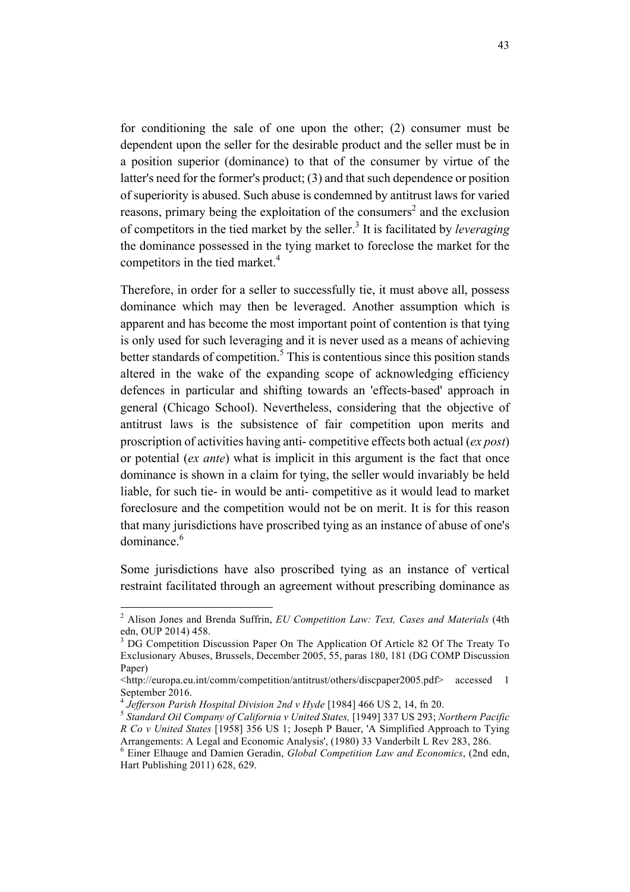for conditioning the sale of one upon the other; (2) consumer must be dependent upon the seller for the desirable product and the seller must be in a position superior (dominance) to that of the consumer by virtue of the latter's need for the former's product; (3) and that such dependence or position of superiority is abused. Such abuse is condemned by antitrust laws for varied reasons, primary being the exploitation of the consumers[2] and the exclusion of competitors in the tied market by the seller.[3] It is facilitated by *leveraging* the dominance possessed in the tying market to foreclose the market for the competitors in the tied market.[4]

Therefore, in order for a seller to successfully tie, it must above all, possess dominance which may then be leveraged. Another assumption which is apparent and has become the most important point of contention is that tying is only used for such leveraging and it is never used as a means of achieving better standards of competition.[5] This is contentious since this position stands altered in the wake of the expanding scope of acknowledging efficiency defences in particular and shifting towards an 'effects-based' approach in general (Chicago School). Nevertheless, considering that the objective of antitrust laws is the subsistence of fair competition upon merits and proscription of activities having anti- competitive effects both actual (*ex post*) or potential (*ex ante*) what is implicit in this argument is the fact that once dominance is shown in a claim for tying, the seller would invariably be held liable, for such tie- in would be anti- competitive as it would lead to market foreclosure and the competition would not be on merit. It is for this reason that many jurisdictions have proscribed tying as an instance of abuse of one's dominance.[6]

Some jurisdictions have also proscribed tying as an instance of vertical restraint facilitated through an agreement without prescribing dominance as

---

[2] Alison Jones and Brenda Suffrin, *EU Competition Law: Text, Cases and Materials* (4th edn, OUP 2014) 458.

[3] DG Competition Discussion Paper On The Application Of Article 82 Of The Treaty To Exclusionary Abuses, Brussels, December 2005, 55, paras 180, 181 (DG COMP Discussion Paper) <http://europa.eu.int/comm/competition/antitrust/others/discpaper2005.pdf> accessed 1 September 2016.

[4] *Jefferson Parish Hospital Division 2nd v Hyde* [1984] 466 US 2, 14, fn 20.

[5] *Standard Oil Company of California v United States,* [1949] 337 US 293; *Northern Pacific R Co v United States* [1958] 356 US 1; Joseph P Bauer, 'A Simplified Approach to Tying Arrangements: A Legal and Economic Analysis', (1980) 33 Vanderbilt L Rev 283, 286.

[6] Einer Elhauge and Damien Geradin, *Global Competition Law and Economics*, (2nd edn, Hart Publishing 2011) 628, 629.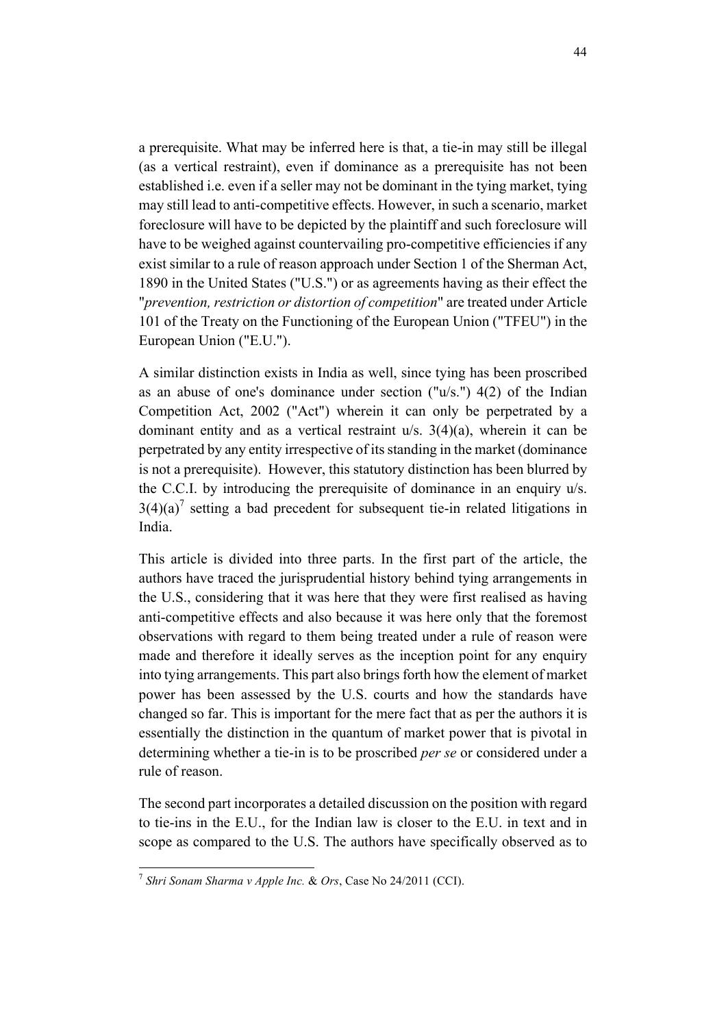a prerequisite. What may be inferred here is that, a tie-in may still be illegal (as a vertical restraint), even if dominance as a prerequisite has not been established i.e. even if a seller may not be dominant in the tying market, tying may still lead to anti-competitive effects. However, in such a scenario, market foreclosure will have to be depicted by the plaintiff and such foreclosure will have to be weighed against countervailing pro-competitive efficiencies if any exist similar to a rule of reason approach under Section 1 of the Sherman Act, 1890 in the United States ("U.S.") or as agreements having as their effect the "*prevention, restriction or distortion of competition*" are treated under Article 101 of the Treaty on the Functioning of the European Union ("TFEU") in the European Union ("E.U.").

A similar distinction exists in India as well, since tying has been proscribed as an abuse of one's dominance under section ("u/s.") 4(2) of the Indian Competition Act, 2002 ("Act") wherein it can only be perpetrated by a dominant entity and as a vertical restraint u/s. 3(4)(a), wherein it can be perpetrated by any entity irrespective of its standing in the market (dominance is not a prerequisite). However, this statutory distinction has been blurred by the C.C.I. by introducing the prerequisite of dominance in an enquiry u/s. 3(4)(a)[7] setting a bad precedent for subsequent tie-in related litigations in India.

This article is divided into three parts. In the first part of the article, the authors have traced the jurisprudential history behind tying arrangements in the U.S., considering that it was here that they were first realised as having anti-competitive effects and also because it was here only that the foremost observations with regard to them being treated under a rule of reason were made and therefore it ideally serves as the inception point for any enquiry into tying arrangements. This part also brings forth how the element of market power has been assessed by the U.S. courts and how the standards have changed so far. This is important for the mere fact that as per the authors it is essentially the distinction in the quantum of market power that is pivotal in determining whether a tie-in is to be proscribed *per se* or considered under a rule of reason.

The second part incorporates a detailed discussion on the position with regard to tie-ins in the E.U., for the Indian law is closer to the E.U. in text and in scope as compared to the U.S. The authors have specifically observed as to

[7] *Shri Sonam Sharma v Apple Inc.* & *Ors*, Case No 24/2011 (CCI).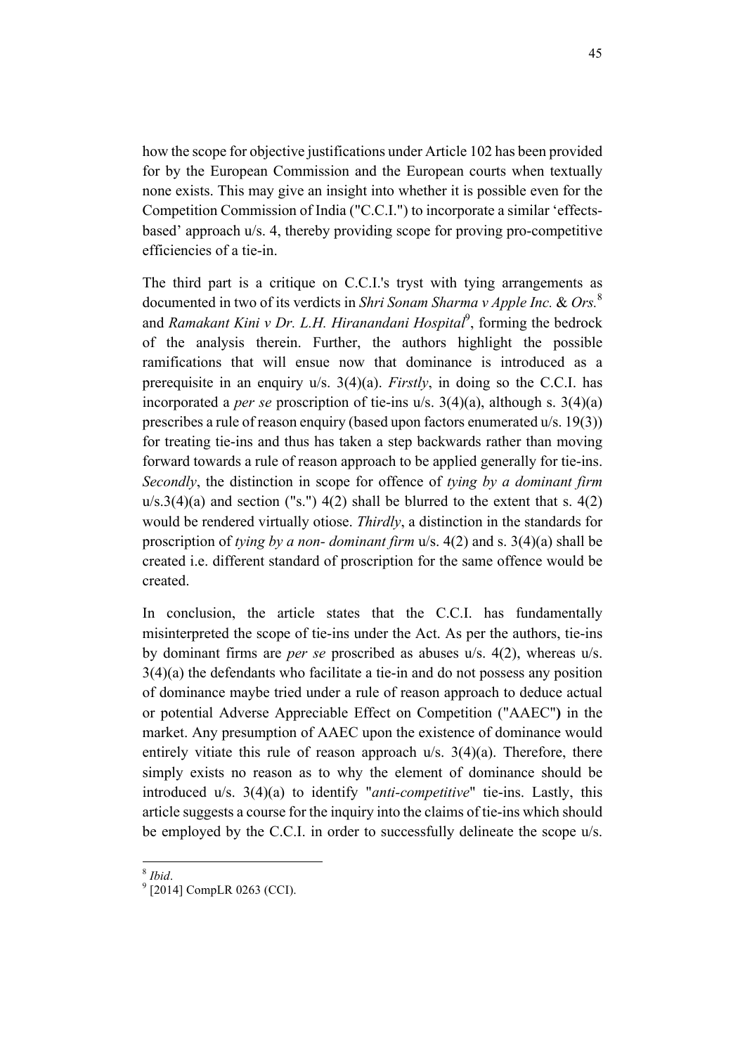how the scope for objective justifications under Article 102 has been provided for by the European Commission and the European courts when textually none exists. This may give an insight into whether it is possible even for the Competition Commission of India ("C.C.I.") to incorporate a similar 'effects-based' approach u/s. 4, thereby providing scope for proving pro-competitive efficiencies of a tie-in.

The third part is a critique on C.C.I.'s tryst with tying arrangements as documented in two of its verdicts in *Shri Sonam Sharma v Apple Inc.* & *Ors.*[8] and *Ramakant Kini v Dr. L.H. Hiranandani Hospital*[9], forming the bedrock of the analysis therein. Further, the authors highlight the possible ramifications that will ensue now that dominance is introduced as a prerequisite in an enquiry u/s. 3(4)(a). *Firstly*, in doing so the C.C.I. has incorporated a *per se* proscription of tie-ins u/s. 3(4)(a), although s. 3(4)(a) prescribes a rule of reason enquiry (based upon factors enumerated u/s. 19(3)) for treating tie-ins and thus has taken a step backwards rather than moving forward towards a rule of reason approach to be applied generally for tie-ins. *Secondly*, the distinction in scope for offence of *tying by a dominant firm* u/s.3(4)(a) and section ("s.") 4(2) shall be blurred to the extent that s. 4(2) would be rendered virtually otiose. *Thirdly*, a distinction in the standards for proscription of *tying by a non- dominant firm* u/s. 4(2) and s. 3(4)(a) shall be created i.e. different standard of proscription for the same offence would be created.

In conclusion, the article states that the C.C.I. has fundamentally misinterpreted the scope of tie-ins under the Act. As per the authors, tie-ins by dominant firms are *per se* proscribed as abuses u/s. 4(2), whereas u/s. 3(4)(a) the defendants who facilitate a tie-in and do not possess any position of dominance maybe tried under a rule of reason approach to deduce actual or potential Adverse Appreciable Effect on Competition ("AAEC") in the market. Any presumption of AAEC upon the existence of dominance would entirely vitiate this rule of reason approach u/s. 3(4)(a). Therefore, there simply exists no reason as to why the element of dominance should be introduced u/s. 3(4)(a) to identify "*anti-competitive*" tie-ins. Lastly, this article suggests a course for the inquiry into the claims of tie-ins which should be employed by the C.C.I. in order to successfully delineate the scope u/s.

[8] *Ibid*.

[9] [2014] CompLR 0263 (CCI).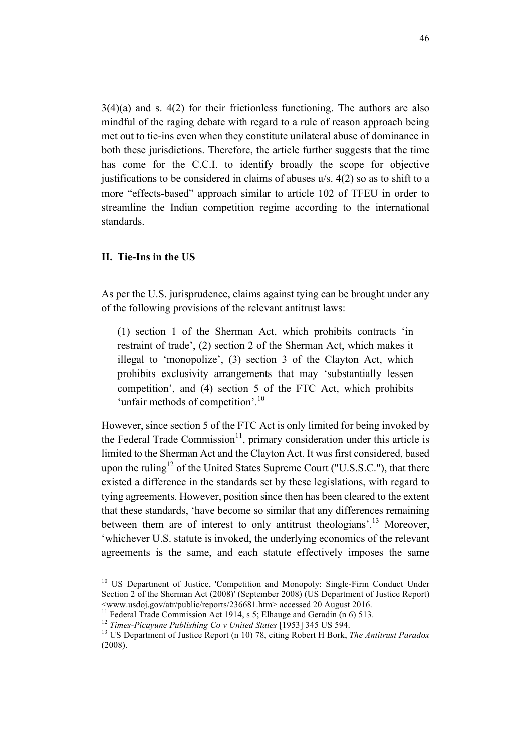3(4)(a) and s. 4(2) for their frictionless functioning. The authors are also mindful of the raging debate with regard to a rule of reason approach being met out to tie-ins even when they constitute unilateral abuse of dominance in both these jurisdictions. Therefore, the article further suggests that the time has come for the C.C.I. to identify broadly the scope for objective justifications to be considered in claims of abuses u/s. 4(2) so as to shift to a more "effects-based" approach similar to article 102 of TFEU in order to streamline the Indian competition regime according to the international standards.

## II. Tie-Ins in the US

As per the U.S. jurisprudence, claims against tying can be brought under any of the following provisions of the relevant antitrust laws:

> (1) section 1 of the Sherman Act, which prohibits contracts 'in restraint of trade', (2) section 2 of the Sherman Act, which makes it illegal to 'monopolize', (3) section 3 of the Clayton Act, which prohibits exclusivity arrangements that may 'substantially lessen competition', and (4) section 5 of the FTC Act, which prohibits 'unfair methods of competition'.[10]

However, since section 5 of the FTC Act is only limited for being invoked by the Federal Trade Commission[11], primary consideration under this article is limited to the Sherman Act and the Clayton Act. It was first considered, based upon the ruling[12] of the United States Supreme Court ("U.S.S.C."), that there existed a difference in the standards set by these legislations, with regard to tying agreements. However, position since then has been cleared to the extent that these standards, 'have become so similar that any differences remaining between them are of interest to only antitrust theologians'.[13] Moreover, 'whichever U.S. statute is invoked, the underlying economics of the relevant agreements is the same, and each statute effectively imposes the same

---

[10] US Department of Justice, 'Competition and Monopoly: Single-Firm Conduct Under Section 2 of the Sherman Act (2008)' (September 2008) (US Department of Justice Report) <www.usdoj.gov/atr/public/reports/236681.htm> accessed 20 August 2016.

[11] Federal Trade Commission Act 1914, s 5; Elhauge and Geradin (n 6) 513.

[12] *Times-Picayune Publishing Co v United States* [1953] 345 US 594.

[13] US Department of Justice Report (n 10) 78, citing Robert H Bork, *The Antitrust Paradox* (2008).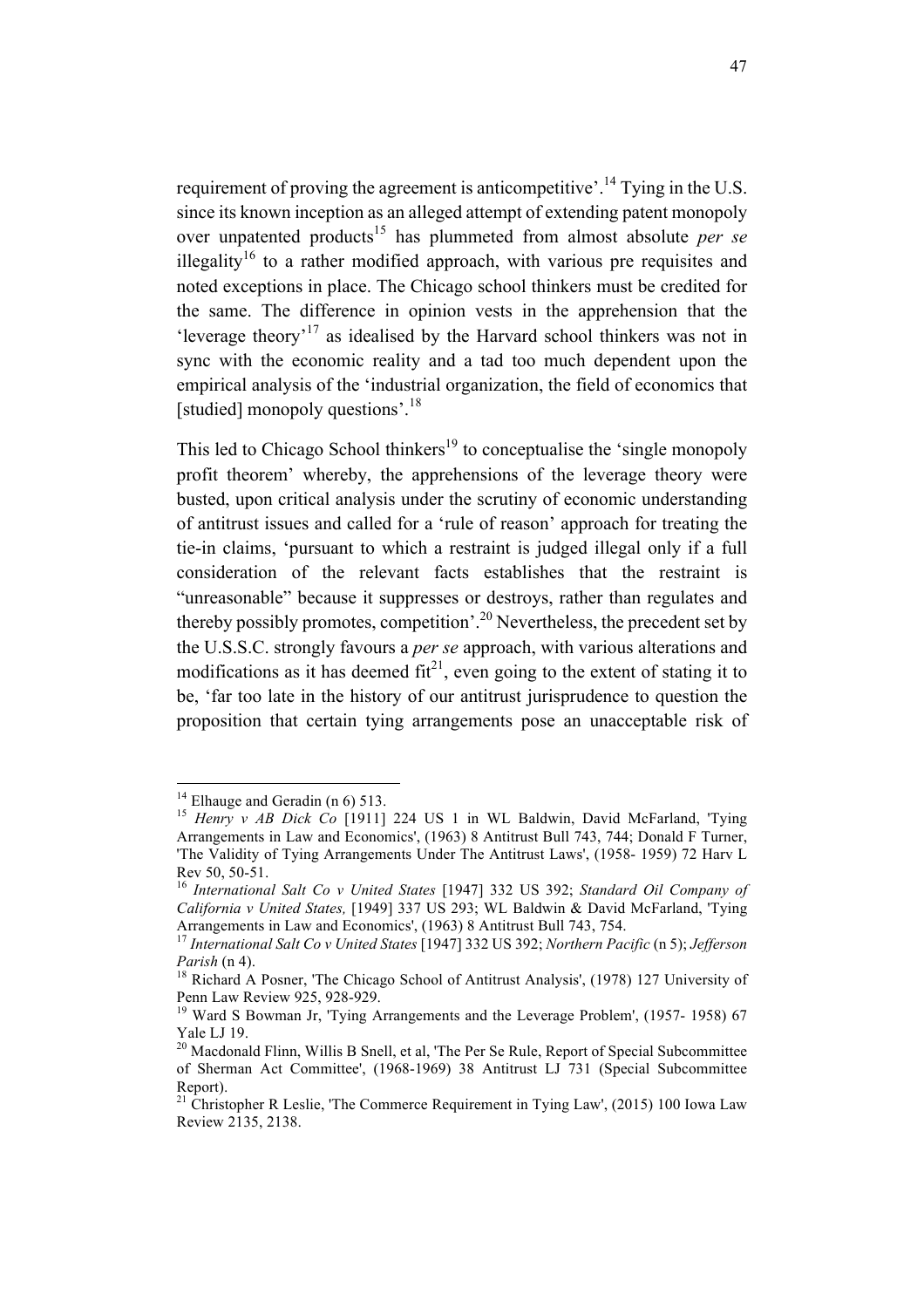requirement of proving the agreement is anticompetitive'.[14] Tying in the U.S. since its known inception as an alleged attempt of extending patent monopoly over unpatented products[15] has plummeted from almost absolute *per se* illegality[16] to a rather modified approach, with various pre requisites and noted exceptions in place. The Chicago school thinkers must be credited for the same. The difference in opinion vests in the apprehension that the 'leverage theory'[17] as idealised by the Harvard school thinkers was not in sync with the economic reality and a tad too much dependent upon the empirical analysis of the 'industrial organization, the field of economics that [studied] monopoly questions'.[18]

This led to Chicago School thinkers[19] to conceptualise the 'single monopoly profit theorem' whereby, the apprehensions of the leverage theory were busted, upon critical analysis under the scrutiny of economic understanding of antitrust issues and called for a 'rule of reason' approach for treating the tie-in claims, 'pursuant to which a restraint is judged illegal only if a full consideration of the relevant facts establishes that the restraint is "unreasonable" because it suppresses or destroys, rather than regulates and thereby possibly promotes, competition'.[20] Nevertheless, the precedent set by the U.S.S.C. strongly favours a *per se* approach, with various alterations and modifications as it has deemed fit[21], even going to the extent of stating it to be, 'far too late in the history of our antitrust jurisprudence to question the proposition that certain tying arrangements pose an unacceptable risk of

---

[14] Elhauge and Geradin (n 6) 513.

[15] *Henry v AB Dick Co* [1911] 224 US 1 in WL Baldwin, David McFarland, 'Tying Arrangements in Law and Economics', (1963) 8 Antitrust Bull 743, 744; Donald F Turner, 'The Validity of Tying Arrangements Under The Antitrust Laws', (1958- 1959) 72 Harv L Rev 50, 50-51.

[16] *International Salt Co v United States* [1947] 332 US 392; *Standard Oil Company of California v United States,* [1949] 337 US 293; WL Baldwin & David McFarland, 'Tying Arrangements in Law and Economics', (1963) 8 Antitrust Bull 743, 754.

[17] *International Salt Co v United States* [1947] 332 US 392; *Northern Pacific* (n 5); *Jefferson Parish* (n 4).

[18] Richard A Posner, 'The Chicago School of Antitrust Analysis', (1978) 127 University of Penn Law Review 925, 928-929.

[19] Ward S Bowman Jr, 'Tying Arrangements and the Leverage Problem', (1957- 1958) 67 Yale LJ 19.

[20] Macdonald Flinn, Willis B Snell, et al, 'The Per Se Rule, Report of Special Subcommittee of Sherman Act Committee', (1968-1969) 38 Antitrust LJ 731 (Special Subcommittee Report).

[21] Christopher R Leslie, 'The Commerce Requirement in Tying Law', (2015) 100 Iowa Law Review 2135, 2138.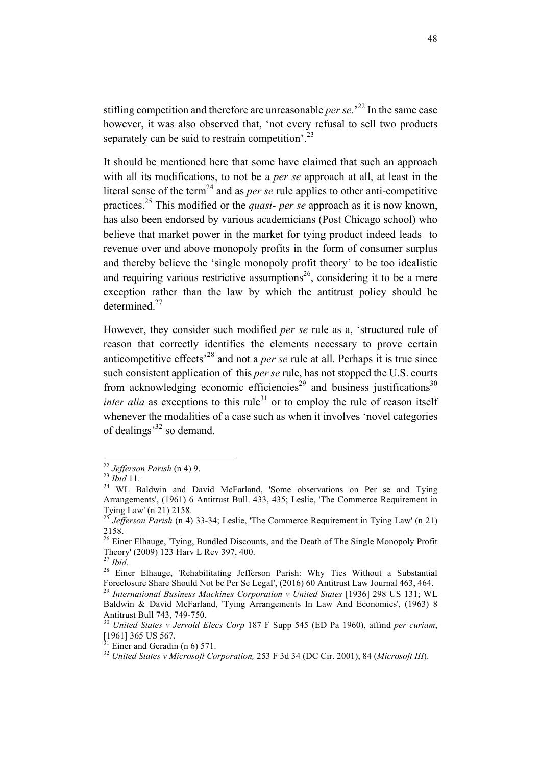stifling competition and therefore are unreasonable *per se.*'[22] In the same case however, it was also observed that, 'not every refusal to sell two products separately can be said to restrain competition'.[23]

It should be mentioned here that some have claimed that such an approach with all its modifications, to not be a *per se* approach at all, at least in the literal sense of the term[24] and as *per se* rule applies to other anti-competitive practices.[25] This modified or the *quasi- per se* approach as it is now known, has also been endorsed by various academicians (Post Chicago school) who believe that market power in the market for tying product indeed leads to revenue over and above monopoly profits in the form of consumer surplus and thereby believe the 'single monopoly profit theory' to be too idealistic and requiring various restrictive assumptions[26], considering it to be a mere exception rather than the law by which the antitrust policy should be determined.[27]

However, they consider such modified *per se* rule as a, 'structured rule of reason that correctly identifies the elements necessary to prove certain anticompetitive effects'[28] and not a *per se* rule at all. Perhaps it is true since such consistent application of this *per se* rule, has not stopped the U.S. courts from acknowledging economic efficiencies[29] and business justifications[30] *inter alia* as exceptions to this rule[31] or to employ the rule of reason itself whenever the modalities of a case such as when it involves 'novel categories of dealings'[32] so demand.

---

[22] *Jefferson Parish* (n 4) 9.

[23] *Ibid* 11.

[24] WL Baldwin and David McFarland, 'Some observations on Per se and Tying Arrangements', (1961) 6 Antitrust Bull. 433, 435; Leslie, 'The Commerce Requirement in Tying Law' (n 21) 2158.

[25] *Jefferson Parish* (n 4) 33-34; Leslie, 'The Commerce Requirement in Tying Law' (n 21) 2158.

[26] Einer Elhauge, 'Tying, Bundled Discounts, and the Death of The Single Monopoly Profit Theory' (2009) 123 Harv L Rev 397, 400.

[27] *Ibid*.

[28] Einer Elhauge, 'Rehabilitating Jefferson Parish: Why Ties Without a Substantial Foreclosure Share Should Not be Per Se Legal', (2016) 60 Antitrust Law Journal 463, 464.

[29] *International Business Machines Corporation v United States* [1936] 298 US 131; WL Baldwin & David McFarland, 'Tying Arrangements In Law And Economics', (1963) 8 Antitrust Bull 743, 749-750.

[30] *United States v Jerrold Elecs Corp* 187 F Supp 545 (ED Pa 1960), affmd *per curiam*, [1961] 365 US 567.

[31] Einer and Geradin (n 6) 571.

[32] *United States v Microsoft Corporation,* 253 F 3d 34 (DC Cir. 2001), 84 (*Microsoft III*).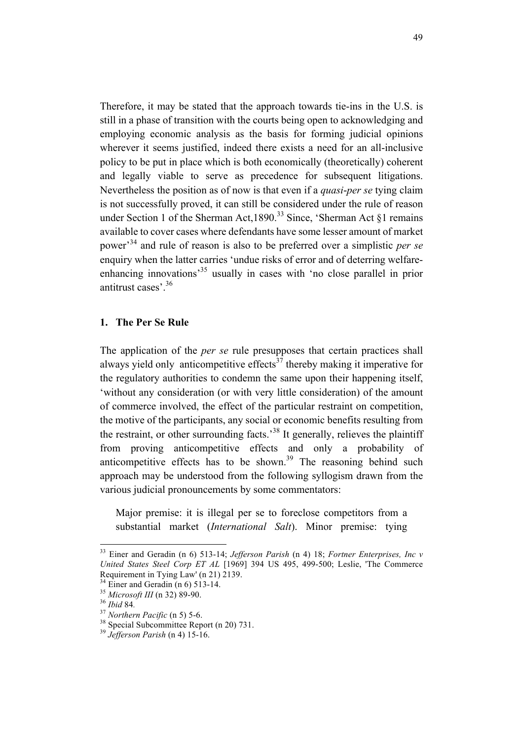Therefore, it may be stated that the approach towards tie-ins in the U.S. is still in a phase of transition with the courts being open to acknowledging and employing economic analysis as the basis for forming judicial opinions wherever it seems justified, indeed there exists a need for an all-inclusive policy to be put in place which is both economically (theoretically) coherent and legally viable to serve as precedence for subsequent litigations. Nevertheless the position as of now is that even if a *quasi-per se* tying claim is not successfully proved, it can still be considered under the rule of reason under Section 1 of the Sherman Act,1890.[33] Since, 'Sherman Act §1 remains available to cover cases where defendants have some lesser amount of market power'[34] and rule of reason is also to be preferred over a simplistic *per se* enquiry when the latter carries 'undue risks of error and of deterring welfare-enhancing innovations'[35] usually in cases with 'no close parallel in prior antitrust cases'.[36]

## 1. The Per Se Rule

The application of the *per se* rule presupposes that certain practices shall always yield only anticompetitive effects[37] thereby making it imperative for the regulatory authorities to condemn the same upon their happening itself, 'without any consideration (or with very little consideration) of the amount of commerce involved, the effect of the particular restraint on competition, the motive of the participants, any social or economic benefits resulting from the restraint, or other surrounding facts.'[38] It generally, relieves the plaintiff from proving anticompetitive effects and only a probability of anticompetitive effects has to be shown.[39] The reasoning behind such approach may be understood from the following syllogism drawn from the various judicial pronouncements by some commentators:

> Major premise: it is illegal per se to foreclose competitors from a substantial market (*International Salt*). Minor premise: tying

---

[33] Einer and Geradin (n 6) 513-14; *Jefferson Parish* (n 4) 18; *Fortner Enterprises, Inc v United States Steel Corp ET AL* [1969] 394 US 495, 499-500; Leslie, 'The Commerce Requirement in Tying Law' (n 21) 2139.

[34] Einer and Geradin (n 6) 513-14.

[35] *Microsoft III* (n 32) 89-90.

[36] *Ibid* 84.

[37] *Northern Pacific* (n 5) 5-6.

[38] Special Subcommittee Report (n 20) 731.

[39] *Jefferson Parish* (n 4) 15-16.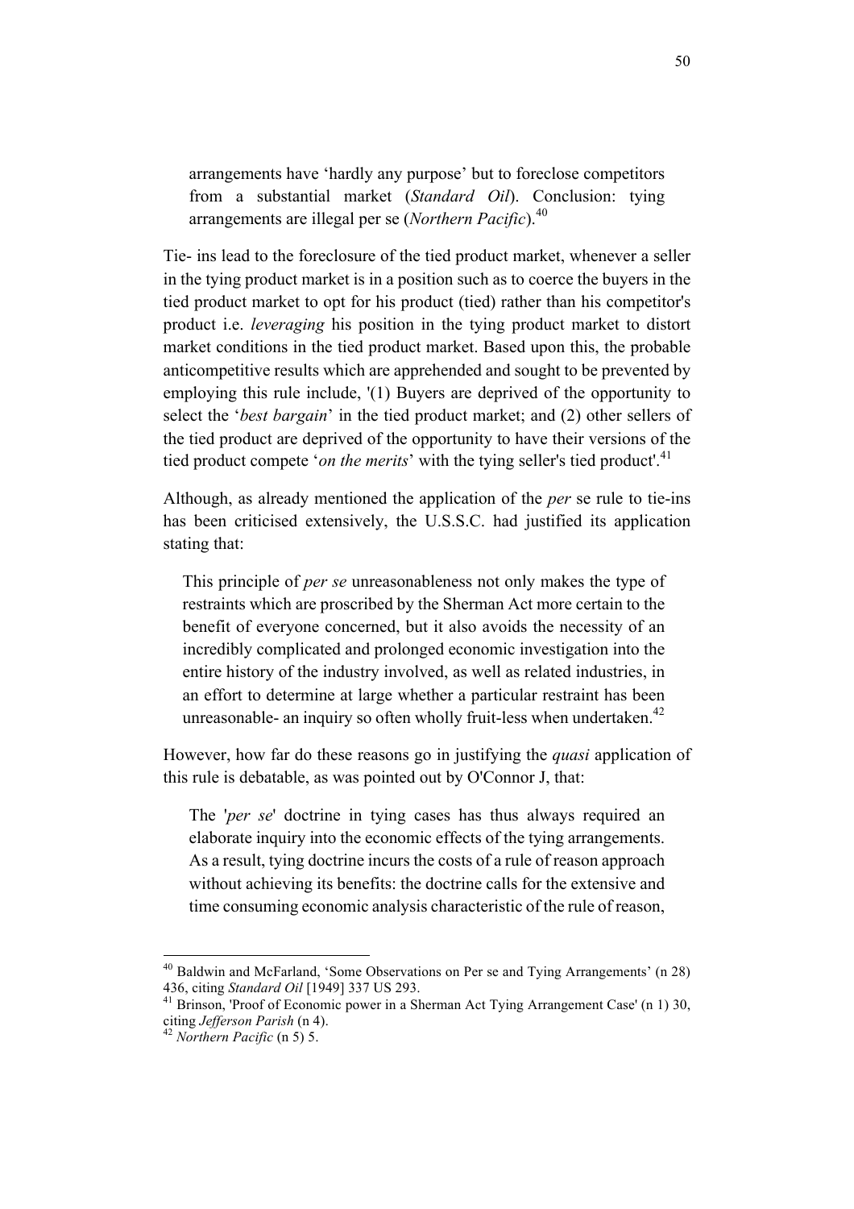> arrangements have 'hardly any purpose' but to foreclose competitors from a substantial market (*Standard Oil*). Conclusion: tying arrangements are illegal per se (*Northern Pacific*).[40]

Tie- ins lead to the foreclosure of the tied product market, whenever a seller in the tying product market is in a position such as to coerce the buyers in the tied product market to opt for his product (tied) rather than his competitor's product i.e. *leveraging* his position in the tying product market to distort market conditions in the tied product market. Based upon this, the probable anticompetitive results which are apprehended and sought to be prevented by employing this rule include, '(1) Buyers are deprived of the opportunity to select the '*best bargain*' in the tied product market; and (2) other sellers of the tied product are deprived of the opportunity to have their versions of the tied product compete '*on the merits*' with the tying seller's tied product'.[41]

Although, as already mentioned the application of the *per* se rule to tie-ins has been criticised extensively, the U.S.S.C. had justified its application stating that:

> This principle of *per se* unreasonableness not only makes the type of restraints which are proscribed by the Sherman Act more certain to the benefit of everyone concerned, but it also avoids the necessity of an incredibly complicated and prolonged economic investigation into the entire history of the industry involved, as well as related industries, in an effort to determine at large whether a particular restraint has been unreasonable- an inquiry so often wholly fruit-less when undertaken.[42]

However, how far do these reasons go in justifying the *quasi* application of this rule is debatable, as was pointed out by O'Connor J, that:

> The '*per se*' doctrine in tying cases has thus always required an elaborate inquiry into the economic effects of the tying arrangements. As a result, tying doctrine incurs the costs of a rule of reason approach without achieving its benefits: the doctrine calls for the extensive and time consuming economic analysis characteristic of the rule of reason,

---

[40] Baldwin and McFarland, 'Some Observations on Per se and Tying Arrangements' (n 28) 436, citing *Standard Oil* [1949] 337 US 293.

[41] Brinson, 'Proof of Economic power in a Sherman Act Tying Arrangement Case' (n 1) 30, citing *Jefferson Parish* (n 4).

[42] *Northern Pacific* (n 5) 5.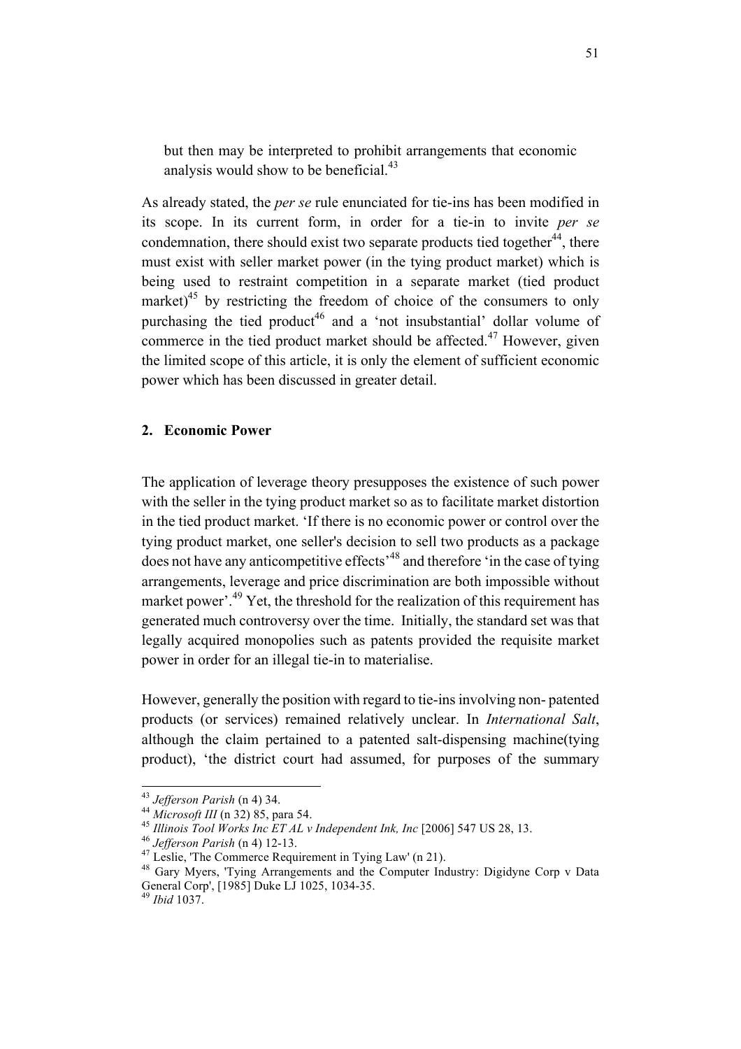but then may be interpreted to prohibit arrangements that economic analysis would show to be beneficial.[43]

As already stated, the *per se* rule enunciated for tie-ins has been modified in its scope. In its current form, in order for a tie-in to invite *per se* condemnation, there should exist two separate products tied together[44], there must exist with seller market power (in the tying product market) which is being used to restraint competition in a separate market (tied product market)[45] by restricting the freedom of choice of the consumers to only purchasing the tied product[46] and a 'not insubstantial' dollar volume of commerce in the tied product market should be affected.[47] However, given the limited scope of this article, it is only the element of sufficient economic power which has been discussed in greater detail.

## 2. Economic Power

The application of leverage theory presupposes the existence of such power with the seller in the tying product market so as to facilitate market distortion in the tied product market. 'If there is no economic power or control over the tying product market, one seller's decision to sell two products as a package does not have any anticompetitive effects'[48] and therefore 'in the case of tying arrangements, leverage and price discrimination are both impossible without market power'.[49] Yet, the threshold for the realization of this requirement has generated much controversy over the time. Initially, the standard set was that legally acquired monopolies such as patents provided the requisite market power in order for an illegal tie-in to materialise.

However, generally the position with regard to tie-ins involving non- patented products (or services) remained relatively unclear. In *International Salt*, although the claim pertained to a patented salt-dispensing machine(tying product), 'the district court had assumed, for purposes of the summary

---

[43] *Jefferson Parish* (n 4) 34.

[44] *Microsoft III* (n 32) 85, para 54.

[45] *Illinois Tool Works Inc ET AL v Independent Ink, Inc* [2006] 547 US 28, 13.

[46] *Jefferson Parish* (n 4) 12-13.

[47] Leslie, 'The Commerce Requirement in Tying Law' (n 21).

[48] Gary Myers, 'Tying Arrangements and the Computer Industry: Digidyne Corp v Data General Corp', [1985] Duke LJ 1025, 1034-35.

[49] *Ibid* 1037.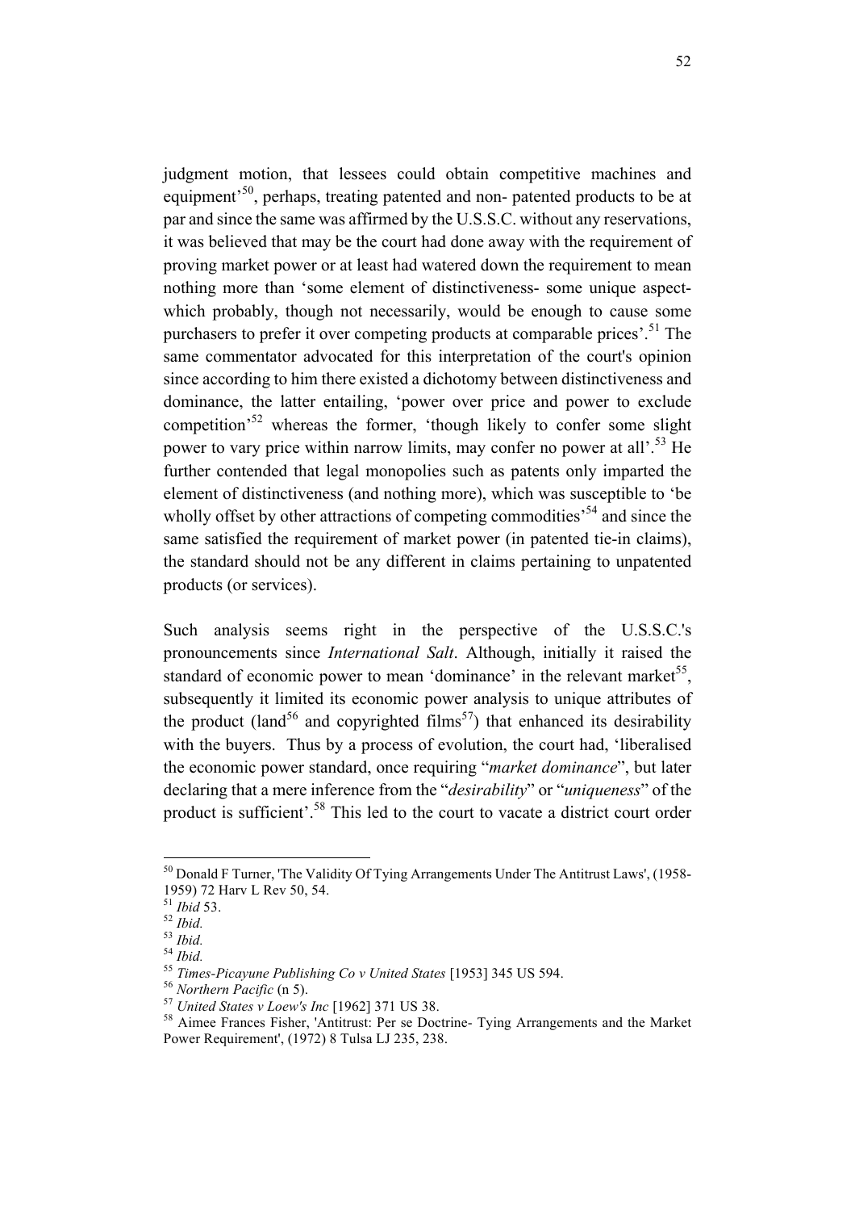judgment motion, that lessees could obtain competitive machines and equipment'[50], perhaps, treating patented and non- patented products to be at par and since the same was affirmed by the U.S.S.C. without any reservations, it was believed that may be the court had done away with the requirement of proving market power or at least had watered down the requirement to mean nothing more than 'some element of distinctiveness- some unique aspect- which probably, though not necessarily, would be enough to cause some purchasers to prefer it over competing products at comparable prices'.[51] The same commentator advocated for this interpretation of the court's opinion since according to him there existed a dichotomy between distinctiveness and dominance, the latter entailing, 'power over price and power to exclude competition'[52] whereas the former, 'though likely to confer some slight power to vary price within narrow limits, may confer no power at all'.[53] He further contended that legal monopolies such as patents only imparted the element of distinctiveness (and nothing more), which was susceptible to 'be wholly offset by other attractions of competing commodities'[54] and since the same satisfied the requirement of market power (in patented tie-in claims), the standard should not be any different in claims pertaining to unpatented products (or services).

Such analysis seems right in the perspective of the U.S.S.C.'s pronouncements since *International Salt*. Although, initially it raised the standard of economic power to mean 'dominance' in the relevant market[55], subsequently it limited its economic power analysis to unique attributes of the product (land[56] and copyrighted films[57]) that enhanced its desirability with the buyers. Thus by a process of evolution, the court had, 'liberalised the economic power standard, once requiring "*market dominance*", but later declaring that a mere inference from the "*desirability*" or "*uniqueness*" of the product is sufficient'.[58] This led to the court to vacate a district court order

---

[50] Donald F Turner, 'The Validity Of Tying Arrangements Under The Antitrust Laws', (1958-1959) 72 Harv L Rev 50, 54.

[51] *Ibid* 53.

[52] *Ibid.*

[53] *Ibid.*

[54] *Ibid.*

[55] *Times-Picayune Publishing Co v United States* [1953] 345 US 594.

[56] *Northern Pacific* (n 5).

[57] *United States v Loew's Inc* [1962] 371 US 38.

[58] Aimee Frances Fisher, 'Antitrust: Per se Doctrine- Tying Arrangements and the Market Power Requirement', (1972) 8 Tulsa LJ 235, 238.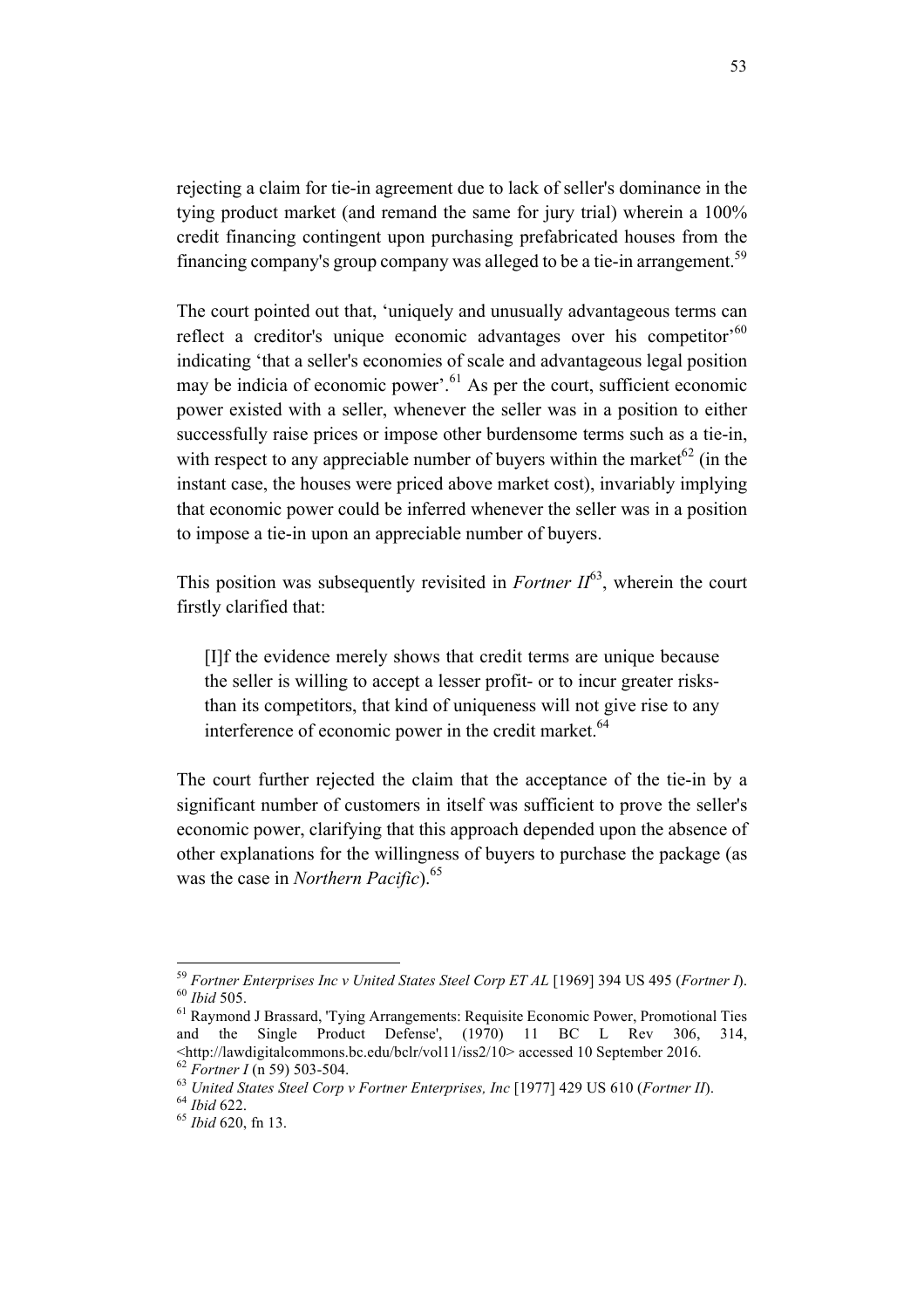rejecting a claim for tie-in agreement due to lack of seller's dominance in the tying product market (and remand the same for jury trial) wherein a 100% credit financing contingent upon purchasing prefabricated houses from the financing company's group company was alleged to be a tie-in arrangement.[59]

The court pointed out that, 'uniquely and unusually advantageous terms can reflect a creditor's unique economic advantages over his competitor'[60] indicating 'that a seller's economies of scale and advantageous legal position may be indicia of economic power'.[61] As per the court, sufficient economic power existed with a seller, whenever the seller was in a position to either successfully raise prices or impose other burdensome terms such as a tie-in, with respect to any appreciable number of buyers within the market[62] (in the instant case, the houses were priced above market cost), invariably implying that economic power could be inferred whenever the seller was in a position to impose a tie-in upon an appreciable number of buyers.

This position was subsequently revisited in *Fortner II*[63], wherein the court firstly clarified that:

> [I]f the evidence merely shows that credit terms are unique because the seller is willing to accept a lesser profit- or to incur greater risks- than its competitors, that kind of uniqueness will not give rise to any interference of economic power in the credit market.[64]

The court further rejected the claim that the acceptance of the tie-in by a significant number of customers in itself was sufficient to prove the seller's economic power, clarifying that this approach depended upon the absence of other explanations for the willingness of buyers to purchase the package (as was the case in *Northern Pacific*).[65]

---

[59] *Fortner Enterprises Inc v United States Steel Corp ET AL* [1969] 394 US 495 (*Fortner I*).
[60] *Ibid* 505.
[61] Raymond J Brassard, 'Tying Arrangements: Requisite Economic Power, Promotional Ties and the Single Product Defense', (1970) 11 BC L Rev 306, 314, <http://lawdigitalcommons.bc.edu/bclr/vol11/iss2/10> accessed 10 September 2016.
[62] *Fortner I* (n 59) 503-504.
[63] *United States Steel Corp v Fortner Enterprises, Inc* [1977] 429 US 610 (*Fortner II*).
[64] *Ibid* 622.
[65] *Ibid* 620, fn 13.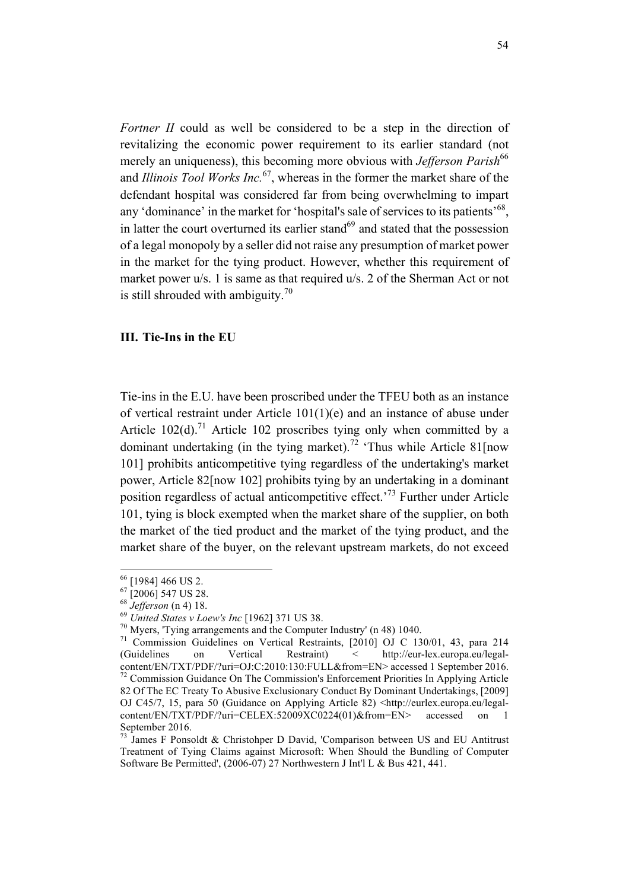*Fortner II* could as well be considered to be a step in the direction of revitalizing the economic power requirement to its earlier standard (not merely an uniqueness), this becoming more obvious with *Jefferson Parish*[66] and *Illinois Tool Works Inc.*[67], whereas in the former the market share of the defendant hospital was considered far from being overwhelming to impart any 'dominance' in the market for 'hospital's sale of services to its patients'[68], in latter the court overturned its earlier stand[69] and stated that the possession of a legal monopoly by a seller did not raise any presumption of market power in the market for the tying product. However, whether this requirement of market power u/s. 1 is same as that required u/s. 2 of the Sherman Act or not is still shrouded with ambiguity.[70]

### III. Tie-Ins in the EU

Tie-ins in the E.U. have been proscribed under the TFEU both as an instance of vertical restraint under Article 101(1)(e) and an instance of abuse under Article 102(d).[71] Article 102 proscribes tying only when committed by a dominant undertaking (in the tying market).[72] 'Thus while Article 81[now 101] prohibits anticompetitive tying regardless of the undertaking's market power, Article 82[now 102] prohibits tying by an undertaking in a dominant position regardless of actual anticompetitive effect.'[73] Further under Article 101, tying is block exempted when the market share of the supplier, on both the market of the tied product and the market of the tying product, and the market share of the buyer, on the relevant upstream markets, do not exceed

---

[66] [1984] 466 US 2.

[67] [2006] 547 US 28.

[68] *Jefferson* (n 4) 18.

[69] *United States v Loew's Inc* [1962] 371 US 38.

[70] Myers, 'Tying arrangements and the Computer Industry' (n 48) 1040.

[71] Commission Guidelines on Vertical Restraints, [2010] OJ C 130/01, 43, para 214 (Guidelines on Vertical Restraint) < http://eur-lex.europa.eu/legal-content/EN/TXT/PDF/?uri=OJ:C:2010:130:FULL&from=EN> accessed 1 September 2016.

[72] Commission Guidance On The Commission's Enforcement Priorities In Applying Article 82 Of The EC Treaty To Abusive Exclusionary Conduct By Dominant Undertakings, [2009] OJ C45/7, 15, para 50 (Guidance on Applying Article 82) <http://eurlex.europa.eu/legal-content/EN/TXT/PDF/?uri=CELEX:52009XC0224(01)&from=EN> accessed on 1 September 2016.

[73] James F Ponsoldt & Christohper D David, 'Comparison between US and EU Antitrust Treatment of Tying Claims against Microsoft: When Should the Bundling of Computer Software Be Permitted', (2006-07) 27 Northwestern J Int'l L & Bus 421, 441.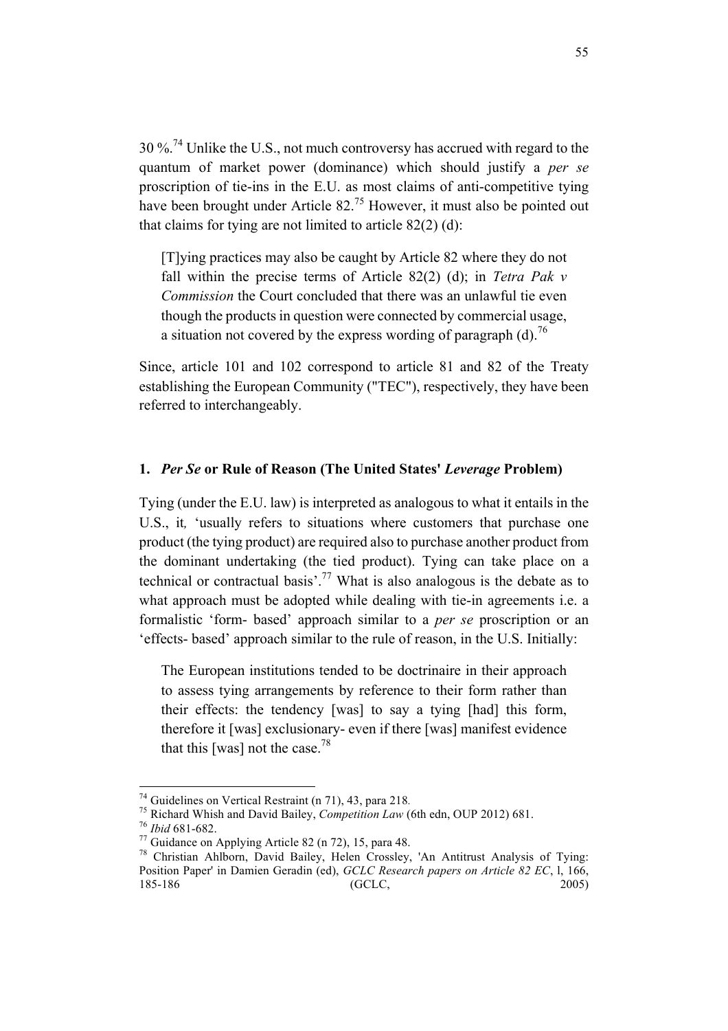30 %.[74] Unlike the U.S., not much controversy has accrued with regard to the quantum of market power (dominance) which should justify a *per se* proscription of tie-ins in the E.U. as most claims of anti-competitive tying have been brought under Article 82.[75] However, it must also be pointed out that claims for tying are not limited to article 82(2) (d):

> [T]ying practices may also be caught by Article 82 where they do not fall within the precise terms of Article 82(2) (d); in *Tetra Pak v Commission* the Court concluded that there was an unlawful tie even though the products in question were connected by commercial usage, a situation not covered by the express wording of paragraph (d).[76]

Since, article 101 and 102 correspond to article 81 and 82 of the Treaty establishing the European Community ("TEC"), respectively, they have been referred to interchangeably.

### 1. *Per Se* or Rule of Reason (The United States' *Leverage* Problem)

Tying (under the E.U. law) is interpreted as analogous to what it entails in the U.S., it*,* 'usually refers to situations where customers that purchase one product (the tying product) are required also to purchase another product from the dominant undertaking (the tied product). Tying can take place on a technical or contractual basis'.[77] What is also analogous is the debate as to what approach must be adopted while dealing with tie-in agreements i.e. a formalistic 'form- based' approach similar to a *per se* proscription or an 'effects- based' approach similar to the rule of reason, in the U.S. Initially:

> The European institutions tended to be doctrinaire in their approach to assess tying arrangements by reference to their form rather than their effects: the tendency [was] to say a tying [had] this form, therefore it [was] exclusionary- even if there [was] manifest evidence that this [was] not the case.[78]

---

[74] Guidelines on Vertical Restraint (n 71), 43, para 218.

[75] Richard Whish and David Bailey, *Competition Law* (6th edn, OUP 2012) 681.

[76] *Ibid* 681-682.

[77] Guidance on Applying Article 82 (n 72), 15, para 48.

[78] Christian Ahlborn, David Bailey, Helen Crossley, 'An Antitrust Analysis of Tying: Position Paper' in Damien Geradin (ed), *GCLC Research papers on Article 82 EC*, l, 166, 185-186 (GCLC, 2005)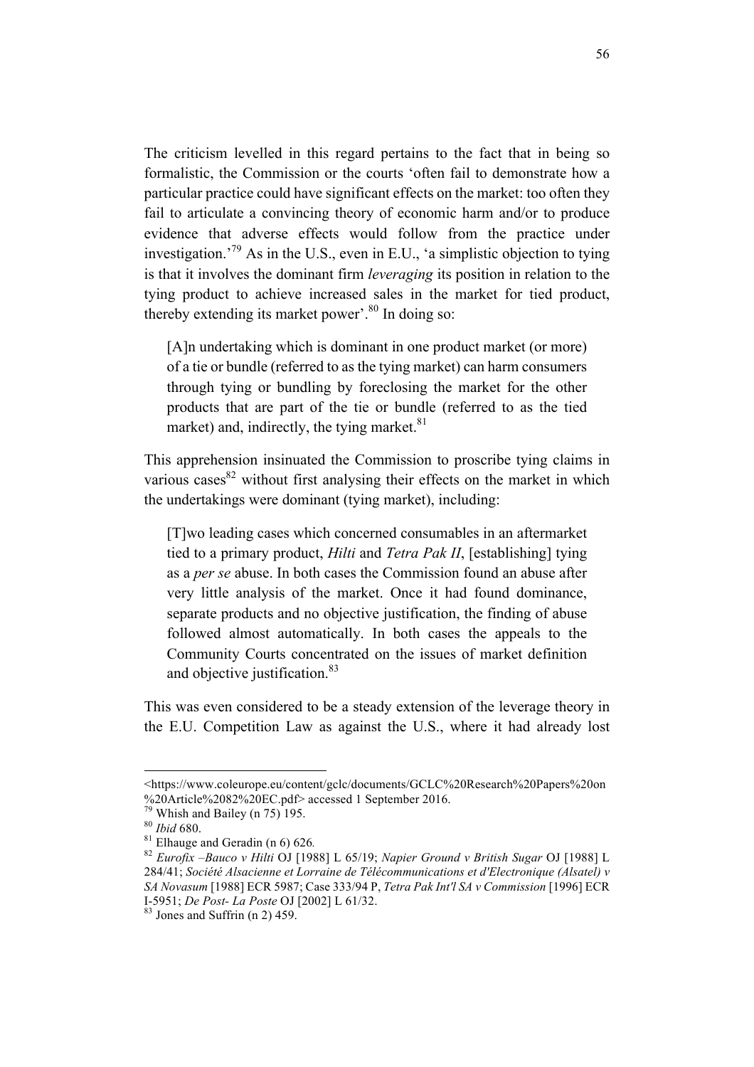The criticism levelled in this regard pertains to the fact that in being so formalistic, the Commission or the courts 'often fail to demonstrate how a particular practice could have significant effects on the market: too often they fail to articulate a convincing theory of economic harm and/or to produce evidence that adverse effects would follow from the practice under investigation.'[79] As in the U.S., even in E.U., 'a simplistic objection to tying is that it involves the dominant firm *leveraging* its position in relation to the tying product to achieve increased sales in the market for tied product, thereby extending its market power'.[80] In doing so:

> [A]n undertaking which is dominant in one product market (or more) of a tie or bundle (referred to as the tying market) can harm consumers through tying or bundling by foreclosing the market for the other products that are part of the tie or bundle (referred to as the tied market) and, indirectly, the tying market.[81]

This apprehension insinuated the Commission to proscribe tying claims in various cases[82] without first analysing their effects on the market in which the undertakings were dominant (tying market), including:

> [T]wo leading cases which concerned consumables in an aftermarket tied to a primary product, *Hilti* and *Tetra Pak II*, [establishing] tying as a *per se* abuse. In both cases the Commission found an abuse after very little analysis of the market. Once it had found dominance, separate products and no objective justification, the finding of abuse followed almost automatically. In both cases the appeals to the Community Courts concentrated on the issues of market definition and objective justification.[83]

This was even considered to be a steady extension of the leverage theory in the E.U. Competition Law as against the U.S., where it had already lost

---

<https://www.coleurope.eu/content/gclc/documents/GCLC%20Research%20Papers%20on%20Article%2082%20EC.pdf> accessed 1 September 2016.

[79] Whish and Bailey (n 75) 195.

[80] *Ibid* 680.

[81] Elhauge and Geradin (n 6) 626.

[82] *Eurofix –Bauco v Hilti* OJ [1988] L 65/19; *Napier Ground v British Sugar* OJ [1988] L 284/41; *Société Alsacienne et Lorraine de Télécommunications et d'Electronique (Alsatel) v SA Novasum* [1988] ECR 5987; Case 333/94 P, *Tetra Pak Int'l SA v Commission* [1996] ECR I-5951; *De Post- La Poste* OJ [2002] L 61/32.

[83] Jones and Suffrin (n 2) 459.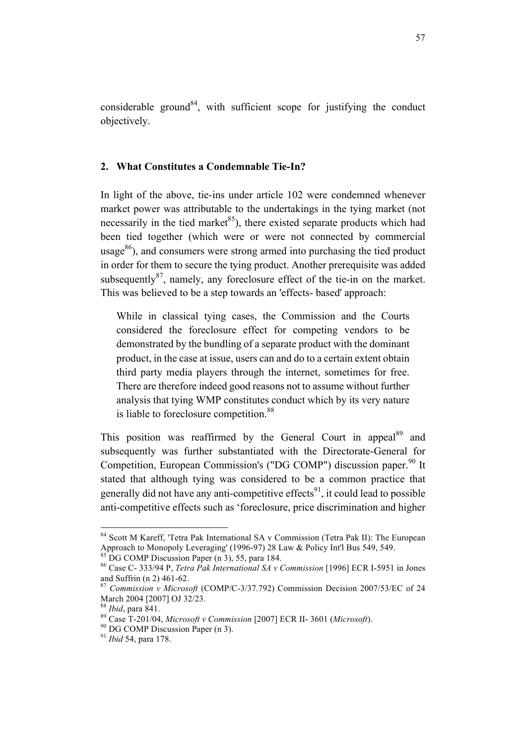considerable ground[84], with sufficient scope for justifying the conduct objectively.

## 2. What Constitutes a Condemnable Tie-In?

In light of the above, tie-ins under article 102 were condemned whenever market power was attributable to the undertakings in the tying market (not necessarily in the tied market[85]), there existed separate products which had been tied together (which were or were not connected by commercial usage[86]), and consumers were strong armed into purchasing the tied product in order for them to secure the tying product. Another prerequisite was added subsequently[87], namely, any foreclosure effect of the tie-in on the market. This was believed to be a step towards an 'effects- based' approach:

> While in classical tying cases, the Commission and the Courts considered the foreclosure effect for competing vendors to be demonstrated by the bundling of a separate product with the dominant product, in the case at issue, users can and do to a certain extent obtain third party media players through the internet, sometimes for free. There are therefore indeed good reasons not to assume without further analysis that tying WMP constitutes conduct which by its very nature is liable to foreclosure competition.[88]

This position was reaffirmed by the General Court in appeal[89] and subsequently was further substantiated with the Directorate-General for Competition, European Commission's ("DG COMP") discussion paper.[90] It stated that although tying was considered to be a common practice that generally did not have any anti-competitive effects[91], it could lead to possible anti-competitive effects such as 'foreclosure, price discrimination and higher

---

[84] Scott M Kareff, 'Tetra Pak International SA v Commission (Tetra Pak II): The European Approach to Monopoly Leveraging' (1996-97) 28 Law & Policy Int'l Bus 549, 549.

[85] DG COMP Discussion Paper (n 3), 55, para 184.

[86] Case C- 333/94 P, *Tetra Pak International SA v Commission* [1996] ECR I-5951 in Jones and Suffrin (n 2) 461-62.

[87] *Commission v Microsoft* (COMP/C-3/37.792) Commission Decision 2007/53/EC of 24 March 2004 [2007] OJ 32/23.

[88] *Ibid*, para 841.

[89] Case T-201/04, *Microsoft v Commission* [2007] ECR II- 3601 (*Microsoft*).

[90] DG COMP Discussion Paper (n 3).

[91] *Ibid* 54, para 178.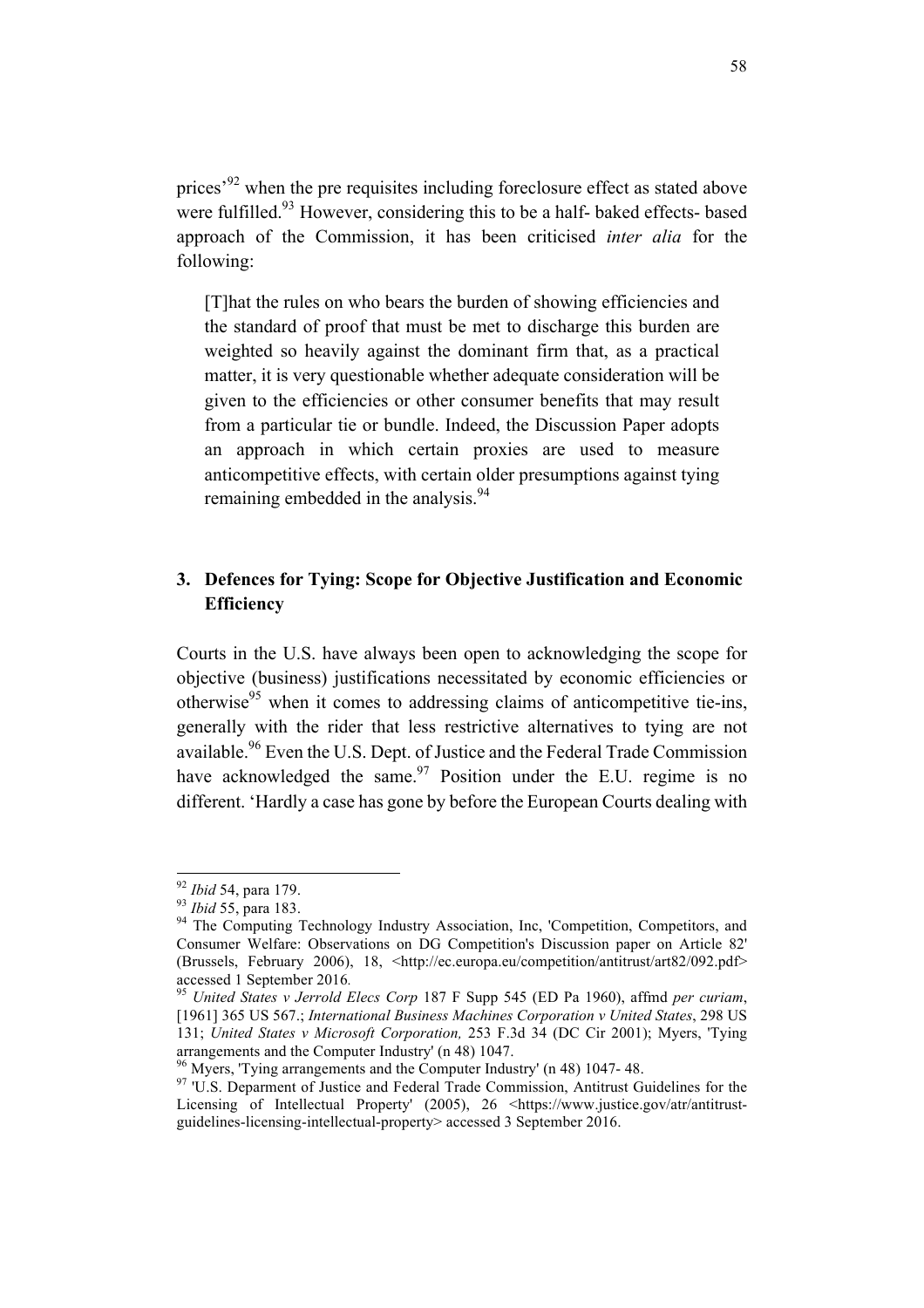prices'[92] when the pre requisites including foreclosure effect as stated above were fulfilled.[93] However, considering this to be a half- baked effects- based approach of the Commission, it has been criticised *inter alia* for the following:

> [T]hat the rules on who bears the burden of showing efficiencies and the standard of proof that must be met to discharge this burden are weighted so heavily against the dominant firm that, as a practical matter, it is very questionable whether adequate consideration will be given to the efficiencies or other consumer benefits that may result from a particular tie or bundle. Indeed, the Discussion Paper adopts an approach in which certain proxies are used to measure anticompetitive effects, with certain older presumptions against tying remaining embedded in the analysis.[94]

### 3. Defences for Tying: Scope for Objective Justification and Economic Efficiency

Courts in the U.S. have always been open to acknowledging the scope for objective (business) justifications necessitated by economic efficiencies or otherwise[95] when it comes to addressing claims of anticompetitive tie-ins, generally with the rider that less restrictive alternatives to tying are not available.[96] Even the U.S. Dept. of Justice and the Federal Trade Commission have acknowledged the same.[97] Position under the E.U. regime is no different. 'Hardly a case has gone by before the European Courts dealing with

---

[92] *Ibid* 54, para 179.

[93] *Ibid* 55, para 183.

[94] The Computing Technology Industry Association, Inc, 'Competition, Competitors, and Consumer Welfare: Observations on DG Competition's Discussion paper on Article 82' (Brussels, February 2006), 18, <http://ec.europa.eu/competition/antitrust/art82/092.pdf> accessed 1 September 2016.

[95] *United States v Jerrold Elecs Corp* 187 F Supp 545 (ED Pa 1960), affmd *per curiam*, [1961] 365 US 567.; *International Business Machines Corporation v United States*, 298 US 131; *United States v Microsoft Corporation,* 253 F.3d 34 (DC Cir 2001); Myers, 'Tying arrangements and the Computer Industry' (n 48) 1047.

[96] Myers, 'Tying arrangements and the Computer Industry' (n 48) 1047- 48.

[97] 'U.S. Deparment of Justice and Federal Trade Commission, Antitrust Guidelines for the Licensing of Intellectual Property' (2005), 26 <https://www.justice.gov/atr/antitrust-guidelines-licensing-intellectual-property> accessed 3 September 2016.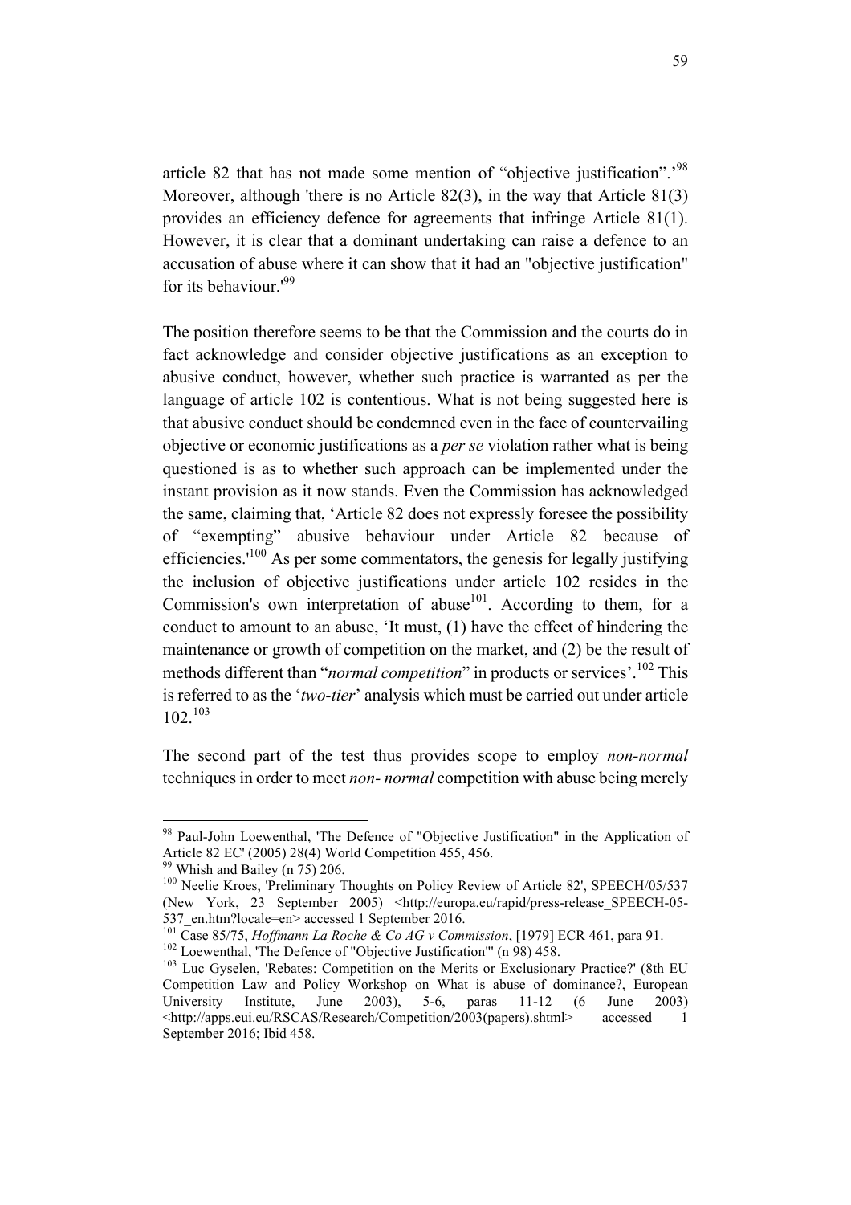article 82 that has not made some mention of "objective justification".'[98] Moreover, although 'there is no Article 82(3), in the way that Article 81(3) provides an efficiency defence for agreements that infringe Article 81(1). However, it is clear that a dominant undertaking can raise a defence to an accusation of abuse where it can show that it had an "objective justification" for its behaviour.'[99]

The position therefore seems to be that the Commission and the courts do in fact acknowledge and consider objective justifications as an exception to abusive conduct, however, whether such practice is warranted as per the language of article 102 is contentious. What is not being suggested here is that abusive conduct should be condemned even in the face of countervailing objective or economic justifications as a *per se* violation rather what is being questioned is as to whether such approach can be implemented under the instant provision as it now stands. Even the Commission has acknowledged the same, claiming that, 'Article 82 does not expressly foresee the possibility of "exempting" abusive behaviour under Article 82 because of efficiencies.'[100] As per some commentators, the genesis for legally justifying the inclusion of objective justifications under article 102 resides in the Commission's own interpretation of abuse[101]. According to them, for a conduct to amount to an abuse, 'It must, (1) have the effect of hindering the maintenance or growth of competition on the market, and (2) be the result of methods different than "*normal competition*" in products or services'.[102] This is referred to as the '*two-tier*' analysis which must be carried out under article 102.[103]

The second part of the test thus provides scope to employ *non-normal* techniques in order to meet *non- normal* competition with abuse being merely

---

[98] Paul-John Loewenthal, 'The Defence of "Objective Justification" in the Application of Article 82 EC' (2005) 28(4) World Competition 455, 456.

[99] Whish and Bailey (n 75) 206.

[100] Neelie Kroes, 'Preliminary Thoughts on Policy Review of Article 82', SPEECH/05/537 (New York, 23 September 2005) <http://europa.eu/rapid/press-release_SPEECH-05-537_en.htm?locale=en> accessed 1 September 2016.

[101] Case 85/75, *Hoffmann La Roche & Co AG v Commission*, [1979] ECR 461, para 91.

[102] Loewenthal, 'The Defence of "Objective Justification"' (n 98) 458.

[103] Luc Gyselen, 'Rebates: Competition on the Merits or Exclusionary Practice?' (8th EU Competition Law and Policy Workshop on What is abuse of dominance?, European University Institute, June 2003), 5-6, paras 11-12 (6 June 2003) <http://apps.eui.eu/RSCAS/Research/Competition/2003(papers).shtml> accessed 1 September 2016; Ibid 458.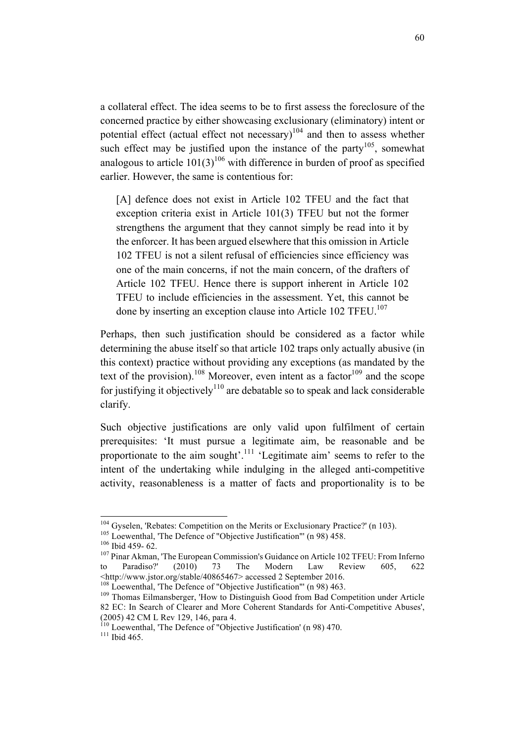a collateral effect. The idea seems to be to first assess the foreclosure of the concerned practice by either showcasing exclusionary (eliminatory) intent or potential effect (actual effect not necessary)[104] and then to assess whether such effect may be justified upon the instance of the party[105], somewhat analogous to article 101(3)[106] with difference in burden of proof as specified earlier. However, the same is contentious for:

> [A] defence does not exist in Article 102 TFEU and the fact that exception criteria exist in Article 101(3) TFEU but not the former strengthens the argument that they cannot simply be read into it by the enforcer. It has been argued elsewhere that this omission in Article 102 TFEU is not a silent refusal of efficiencies since efficiency was one of the main concerns, if not the main concern, of the drafters of Article 102 TFEU. Hence there is support inherent in Article 102 TFEU to include efficiencies in the assessment. Yet, this cannot be done by inserting an exception clause into Article 102 TFEU.[107]

Perhaps, then such justification should be considered as a factor while determining the abuse itself so that article 102 traps only actually abusive (in this context) practice without providing any exceptions (as mandated by the text of the provision).[108] Moreover, even intent as a factor[109] and the scope for justifying it objectively[110] are debatable so to speak and lack considerable clarify.

Such objective justifications are only valid upon fulfilment of certain prerequisites: 'It must pursue a legitimate aim, be reasonable and be proportionate to the aim sought'.[111] 'Legitimate aim' seems to refer to the intent of the undertaking while indulging in the alleged anti-competitive activity, reasonableness is a matter of facts and proportionality is to be

---

[104] Gyselen, 'Rebates: Competition on the Merits or Exclusionary Practice?' (n 103).

[105] Loewenthal, 'The Defence of "Objective Justification"' (n 98) 458.

[106] Ibid 459- 62.

[107] Pinar Akman, 'The European Commission's Guidance on Article 102 TFEU: From Inferno to Paradiso?' (2010) 73 The Modern Law Review 605, 622 <http://www.jstor.org/stable/40865467> accessed 2 September 2016.

[108] Loewenthal, 'The Defence of "Objective Justification"' (n 98) 463.

[109] Thomas Eilmansberger, 'How to Distinguish Good from Bad Competition under Article 82 EC: In Search of Clearer and More Coherent Standards for Anti-Competitive Abuses', (2005) 42 CM L Rev 129, 146, para 4.

[110] Loewenthal, 'The Defence of "Objective Justification' (n 98) 470.

[111] Ibid 465.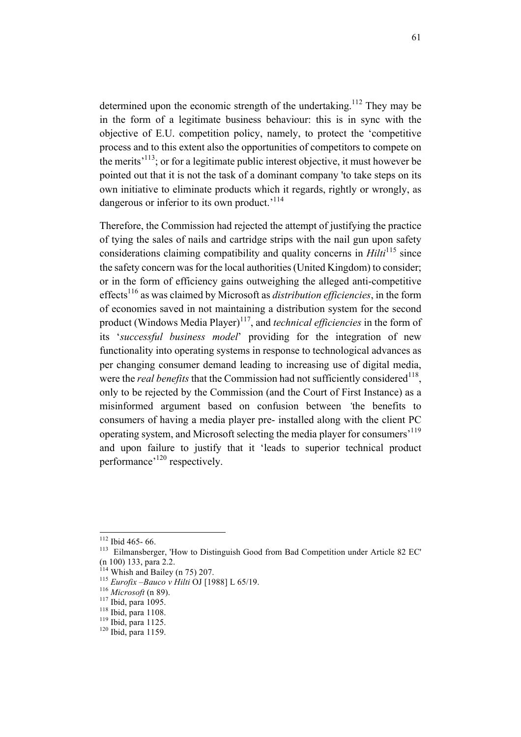determined upon the economic strength of the undertaking.[112] They may be in the form of a legitimate business behaviour: this is in sync with the objective of E.U. competition policy, namely, to protect the 'competitive process and to this extent also the opportunities of competitors to compete on the merits'[113]; or for a legitimate public interest objective, it must however be pointed out that it is not the task of a dominant company 'to take steps on its own initiative to eliminate products which it regards, rightly or wrongly, as dangerous or inferior to its own product.'[114]

Therefore, the Commission had rejected the attempt of justifying the practice of tying the sales of nails and cartridge strips with the nail gun upon safety considerations claiming compatibility and quality concerns in *Hilti*[115] since the safety concern was for the local authorities (United Kingdom) to consider; or in the form of efficiency gains outweighing the alleged anti-competitive effects[116] as was claimed by Microsoft as *distribution efficiencies*, in the form of economies saved in not maintaining a distribution system for the second product (Windows Media Player)[117], and *technical efficiencies* in the form of its '*successful business model*' providing for the integration of new functionality into operating systems in response to technological advances as per changing consumer demand leading to increasing use of digital media, were the *real benefits* that the Commission had not sufficiently considered[118], only to be rejected by the Commission (and the Court of First Instance) as a misinformed argument based on confusion between 'the benefits to consumers of having a media player pre- installed along with the client PC operating system, and Microsoft selecting the media player for consumers'[119] and upon failure to justify that it 'leads to superior technical product performance'[120] respectively.

---

[112] Ibid 465- 66.

[113] Eilmansberger, 'How to Distinguish Good from Bad Competition under Article 82 EC' (n 100) 133, para 2.2.

[114] Whish and Bailey (n 75) 207.

[115] *Eurofix –Bauco v Hilti* OJ [1988] L 65/19.

[116] *Microsoft* (n 89).

[117] Ibid, para 1095.

[118] Ibid, para 1108.

[119] Ibid, para 1125.

[120] Ibid, para 1159.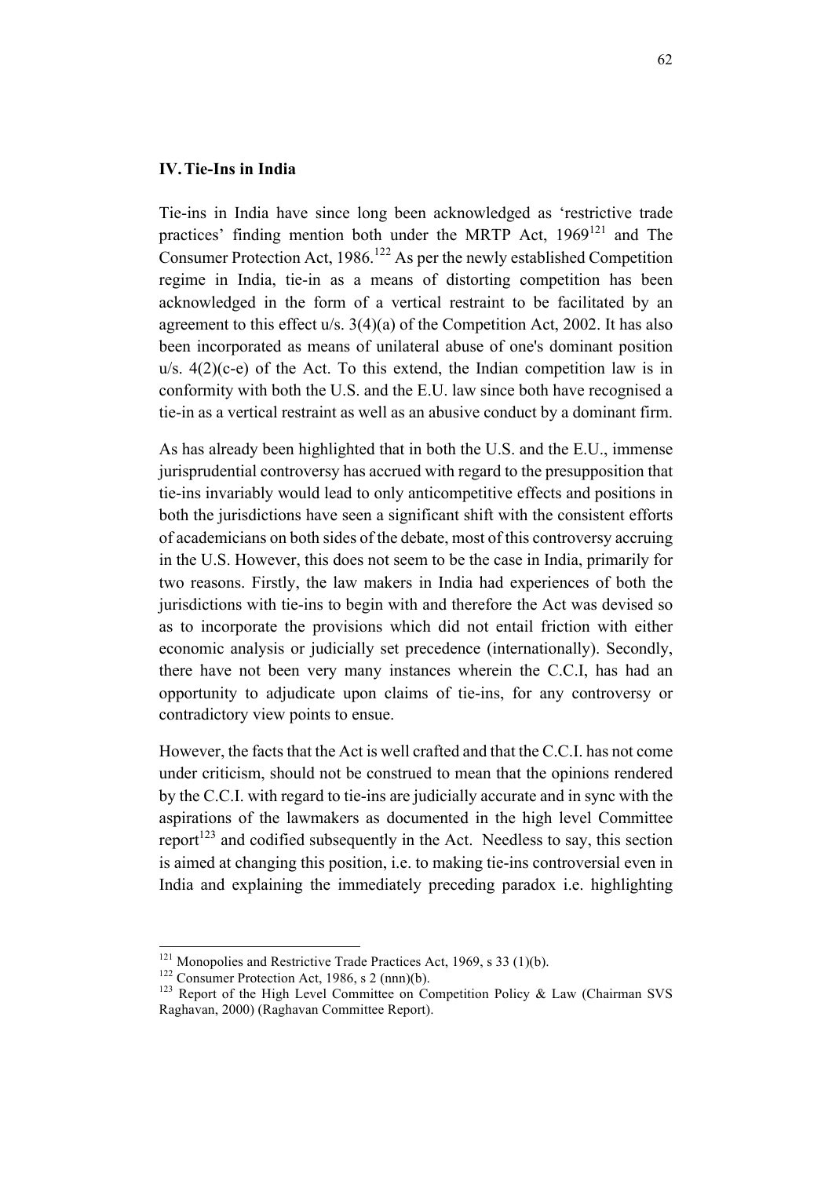### IV. Tie-Ins in India

Tie-ins in India have since long been acknowledged as 'restrictive trade practices' finding mention both under the MRTP Act, 1969[121] and The Consumer Protection Act, 1986.[122] As per the newly established Competition regime in India, tie-in as a means of distorting competition has been acknowledged in the form of a vertical restraint to be facilitated by an agreement to this effect u/s. 3(4)(a) of the Competition Act, 2002. It has also been incorporated as means of unilateral abuse of one's dominant position u/s. 4(2)(c-e) of the Act. To this extend, the Indian competition law is in conformity with both the U.S. and the E.U. law since both have recognised a tie-in as a vertical restraint as well as an abusive conduct by a dominant firm.

As has already been highlighted that in both the U.S. and the E.U., immense jurisprudential controversy has accrued with regard to the presupposition that tie-ins invariably would lead to only anticompetitive effects and positions in both the jurisdictions have seen a significant shift with the consistent efforts of academicians on both sides of the debate, most of this controversy accruing in the U.S. However, this does not seem to be the case in India, primarily for two reasons. Firstly, the law makers in India had experiences of both the jurisdictions with tie-ins to begin with and therefore the Act was devised so as to incorporate the provisions which did not entail friction with either economic analysis or judicially set precedence (internationally). Secondly, there have not been very many instances wherein the C.C.I, has had an opportunity to adjudicate upon claims of tie-ins, for any controversy or contradictory view points to ensue.

However, the facts that the Act is well crafted and that the C.C.I. has not come under criticism, should not be construed to mean that the opinions rendered by the C.C.I. with regard to tie-ins are judicially accurate and in sync with the aspirations of the lawmakers as documented in the high level Committee report[123] and codified subsequently in the Act. Needless to say, this section is aimed at changing this position, i.e. to making tie-ins controversial even in India and explaining the immediately preceding paradox i.e. highlighting

---

[121] Monopolies and Restrictive Trade Practices Act, 1969, s 33 (1)(b).

[122] Consumer Protection Act, 1986, s 2 (nnn)(b).

[123] Report of the High Level Committee on Competition Policy & Law (Chairman SVS Raghavan, 2000) (Raghavan Committee Report).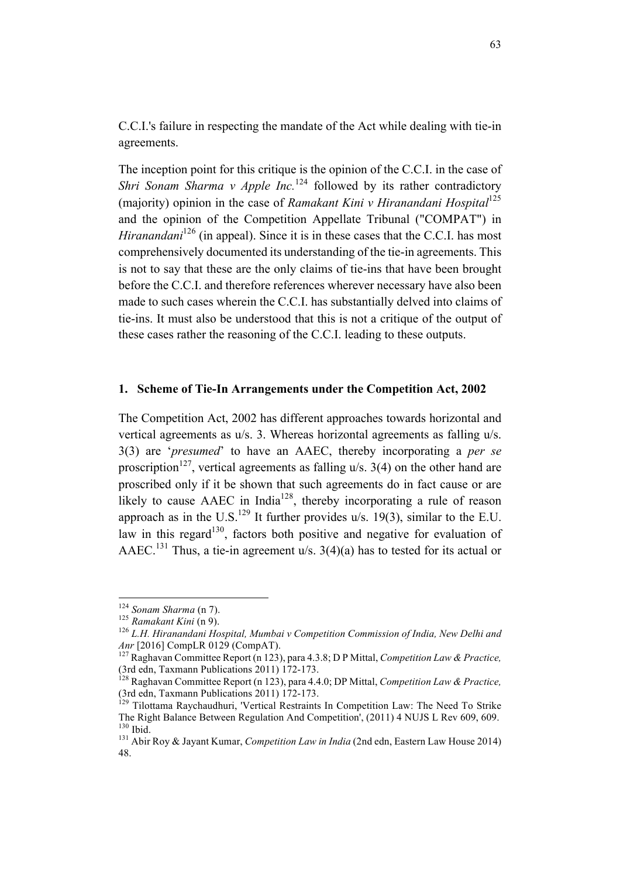C.C.I.'s failure in respecting the mandate of the Act while dealing with tie-in agreements.

The inception point for this critique is the opinion of the C.C.I. in the case of *Shri Sonam Sharma v Apple Inc.*[124] followed by its rather contradictory (majority) opinion in the case of *Ramakant Kini v Hiranandani Hospital*[125] and the opinion of the Competition Appellate Tribunal ("COMPAT") in *Hiranandani*[126] (in appeal). Since it is in these cases that the C.C.I. has most comprehensively documented its understanding of the tie-in agreements. This is not to say that these are the only claims of tie-ins that have been brought before the C.C.I. and therefore references wherever necessary have also been made to such cases wherein the C.C.I. has substantially delved into claims of tie-ins. It must also be understood that this is not a critique of the output of these cases rather the reasoning of the C.C.I. leading to these outputs.

## 1. Scheme of Tie-In Arrangements under the Competition Act, 2002

The Competition Act, 2002 has different approaches towards horizontal and vertical agreements as u/s. 3. Whereas horizontal agreements as falling u/s. 3(3) are '*presumed*' to have an AAEC, thereby incorporating a *per se* proscription[127], vertical agreements as falling u/s. 3(4) on the other hand are proscribed only if it be shown that such agreements do in fact cause or are likely to cause AAEC in India[128], thereby incorporating a rule of reason approach as in the U.S.[129] It further provides u/s. 19(3), similar to the E.U. law in this regard[130], factors both positive and negative for evaluation of AAEC.[131] Thus, a tie-in agreement u/s. 3(4)(a) has to tested for its actual or

---

[124] *Sonam Sharma* (n 7).

[125] *Ramakant Kini* (n 9).

[126] *L.H. Hiranandani Hospital, Mumbai v Competition Commission of India, New Delhi and Anr* [2016] CompLR 0129 (CompAT).

[127] Raghavan Committee Report (n 123), para 4.3.8; D P Mittal, *Competition Law & Practice,* (3rd edn, Taxmann Publications 2011) 172-173.

[128] Raghavan Committee Report (n 123), para 4.4.0; DP Mittal, *Competition Law & Practice,* (3rd edn, Taxmann Publications 2011) 172-173.

[129] Tilottama Raychaudhuri, 'Vertical Restraints In Competition Law: The Need To Strike The Right Balance Between Regulation And Competition', (2011) 4 NUJS L Rev 609, 609.

[130] Ibid.

[131] Abir Roy & Jayant Kumar, *Competition Law in India* (2nd edn, Eastern Law House 2014) 48.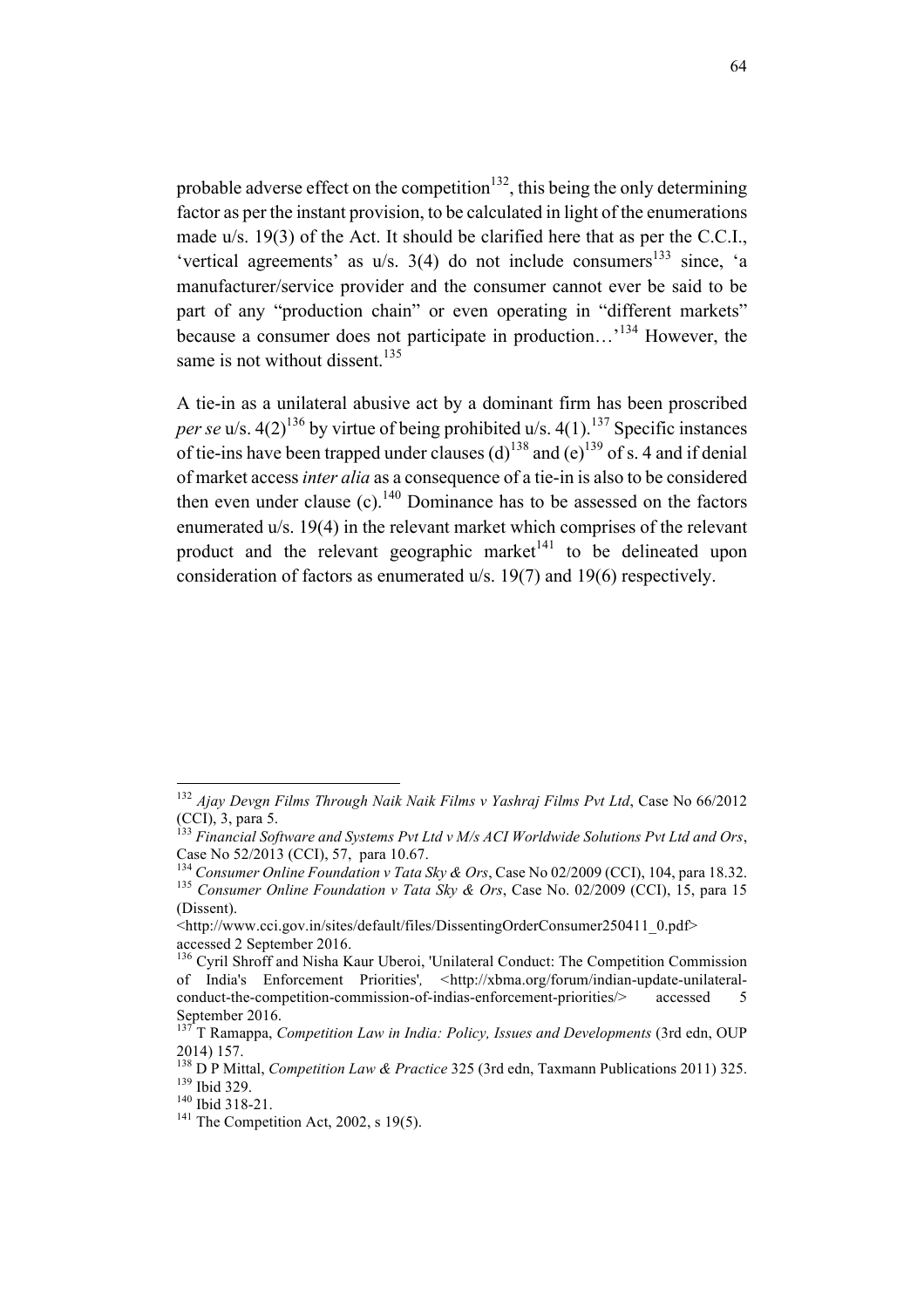probable adverse effect on the competition[132], this being the only determining factor as per the instant provision, to be calculated in light of the enumerations made u/s. 19(3) of the Act. It should be clarified here that as per the C.C.I., 'vertical agreements' as u/s. 3(4) do not include consumers[133] since, 'a manufacturer/service provider and the consumer cannot ever be said to be part of any "production chain" or even operating in "different markets" because a consumer does not participate in production…'[134] However, the same is not without dissent.[135]

A tie-in as a unilateral abusive act by a dominant firm has been proscribed *per se* u/s. 4(2)[136] by virtue of being prohibited u/s. 4(1).[137] Specific instances of tie-ins have been trapped under clauses (d)[138] and (e)[139] of s. 4 and if denial of market access *inter alia* as a consequence of a tie-in is also to be considered then even under clause (c).[140] Dominance has to be assessed on the factors enumerated u/s. 19(4) in the relevant market which comprises of the relevant product and the relevant geographic market[141] to be delineated upon consideration of factors as enumerated u/s. 19(7) and 19(6) respectively.

---

[132] *Ajay Devgn Films Through Naik Naik Films v Yashraj Films Pvt Ltd*, Case No 66/2012 (CCI), 3, para 5.

[133] *Financial Software and Systems Pvt Ltd v M/s ACI Worldwide Solutions Pvt Ltd and Ors*, Case No 52/2013 (CCI), 57, para 10.67.

[134] *Consumer Online Foundation v Tata Sky & Ors*, Case No 02/2009 (CCI), 104, para 18.32.

[135] *Consumer Online Foundation v Tata Sky & Ors*, Case No. 02/2009 (CCI), 15, para 15 (Dissent). <http://www.cci.gov.in/sites/default/files/DissentingOrderConsumer250411_0.pdf> accessed 2 September 2016.

[136] Cyril Shroff and Nisha Kaur Uberoi, 'Unilateral Conduct: The Competition Commission of India's Enforcement Priorities', <http://xbma.org/forum/indian-update-unilateral-conduct-the-competition-commission-of-indias-enforcement-priorities/> accessed 5 September 2016.

[137] T Ramappa, *Competition Law in India: Policy, Issues and Developments* (3rd edn, OUP 2014) 157.

[138] D P Mittal, *Competition Law & Practice* 325 (3rd edn, Taxmann Publications 2011) 325.

[139] Ibid 329.

[140] Ibid 318-21.

[141] The Competition Act, 2002, s 19(5).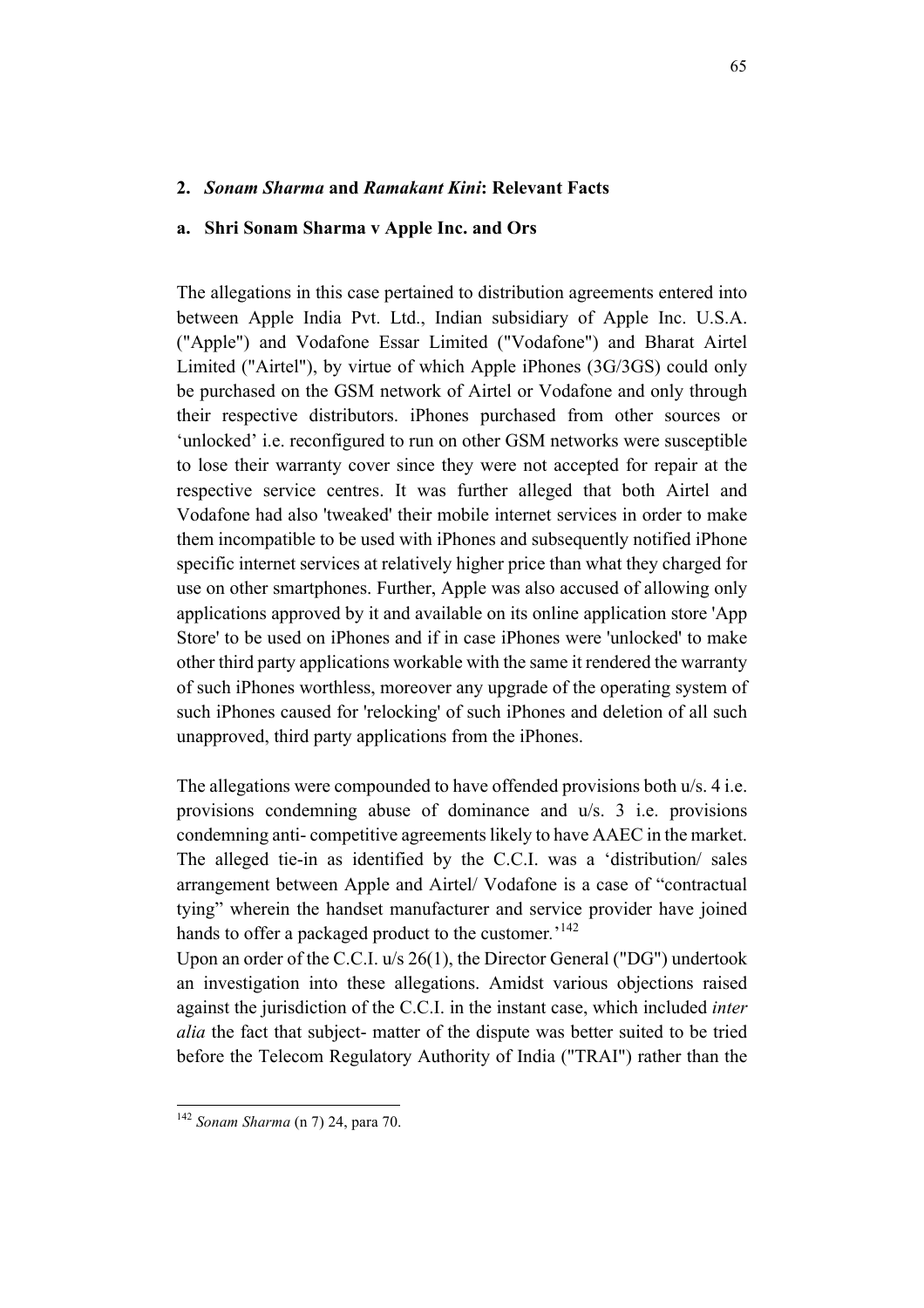## 2. *Sonam Sharma* and *Ramakant Kini*: Relevant Facts

### a. Shri Sonam Sharma v Apple Inc. and Ors

The allegations in this case pertained to distribution agreements entered into between Apple India Pvt. Ltd., Indian subsidiary of Apple Inc. U.S.A. ("Apple") and Vodafone Essar Limited ("Vodafone") and Bharat Airtel Limited ("Airtel"), by virtue of which Apple iPhones (3G/3GS) could only be purchased on the GSM network of Airtel or Vodafone and only through their respective distributors. iPhones purchased from other sources or 'unlocked' i.e. reconfigured to run on other GSM networks were susceptible to lose their warranty cover since they were not accepted for repair at the respective service centres. It was further alleged that both Airtel and Vodafone had also 'tweaked' their mobile internet services in order to make them incompatible to be used with iPhones and subsequently notified iPhone specific internet services at relatively higher price than what they charged for use on other smartphones. Further, Apple was also accused of allowing only applications approved by it and available on its online application store 'App Store' to be used on iPhones and if in case iPhones were 'unlocked' to make other third party applications workable with the same it rendered the warranty of such iPhones worthless, moreover any upgrade of the operating system of such iPhones caused for 'relocking' of such iPhones and deletion of all such unapproved, third party applications from the iPhones.

The allegations were compounded to have offended provisions both u/s. 4 i.e. provisions condemning abuse of dominance and u/s. 3 i.e. provisions condemning anti- competitive agreements likely to have AAEC in the market. The alleged tie-in as identified by the C.C.I. was a 'distribution/ sales arrangement between Apple and Airtel/ Vodafone is a case of "contractual tying" wherein the handset manufacturer and service provider have joined hands to offer a packaged product to the customer.'[142]
Upon an order of the C.C.I. u/s 26(1), the Director General ("DG") undertook an investigation into these allegations. Amidst various objections raised against the jurisdiction of the C.C.I. in the instant case, which included *inter alia* the fact that subject- matter of the dispute was better suited to be tried before the Telecom Regulatory Authority of India ("TRAI") rather than the

---

[142] *Sonam Sharma* (n 7) 24, para 70.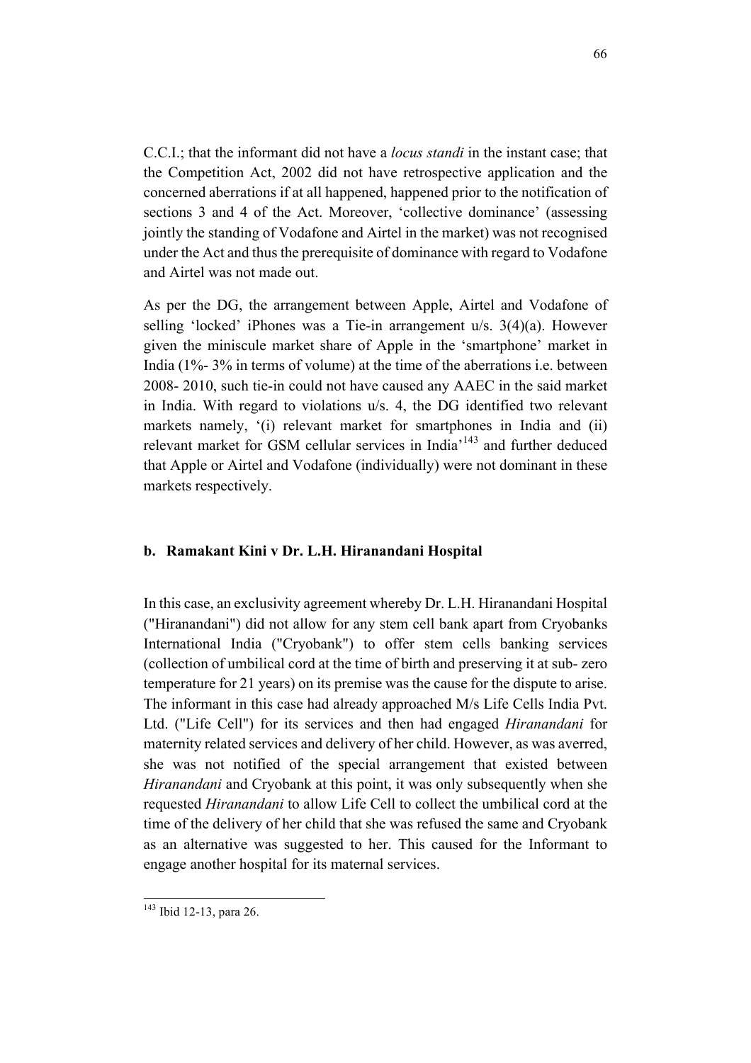C.C.I.; that the informant did not have a *locus standi* in the instant case; that the Competition Act, 2002 did not have retrospective application and the concerned aberrations if at all happened, happened prior to the notification of sections 3 and 4 of the Act. Moreover, 'collective dominance' (assessing jointly the standing of Vodafone and Airtel in the market) was not recognised under the Act and thus the prerequisite of dominance with regard to Vodafone and Airtel was not made out.

As per the DG, the arrangement between Apple, Airtel and Vodafone of selling 'locked' iPhones was a Tie-in arrangement u/s. 3(4)(a). However given the miniscule market share of Apple in the 'smartphone' market in India (1%- 3% in terms of volume) at the time of the aberrations i.e. between 2008- 2010, such tie-in could not have caused any AAEC in the said market in India. With regard to violations u/s. 4, the DG identified two relevant markets namely, '(i) relevant market for smartphones in India and (ii) relevant market for GSM cellular services in India'[143] and further deduced that Apple or Airtel and Vodafone (individually) were not dominant in these markets respectively.

### b. Ramakant Kini v Dr. L.H. Hiranandani Hospital

In this case, an exclusivity agreement whereby Dr. L.H. Hiranandani Hospital ("Hiranandani") did not allow for any stem cell bank apart from Cryobanks International India ("Cryobank") to offer stem cells banking services (collection of umbilical cord at the time of birth and preserving it at sub- zero temperature for 21 years) on its premise was the cause for the dispute to arise. The informant in this case had already approached M/s Life Cells India Pvt. Ltd. ("Life Cell") for its services and then had engaged *Hiranandani* for maternity related services and delivery of her child. However, as was averred, she was not notified of the special arrangement that existed between *Hiranandani* and Cryobank at this point, it was only subsequently when she requested *Hiranandani* to allow Life Cell to collect the umbilical cord at the time of the delivery of her child that she was refused the same and Cryobank as an alternative was suggested to her. This caused for the Informant to engage another hospital for its maternal services.

[143] Ibid 12-13, para 26.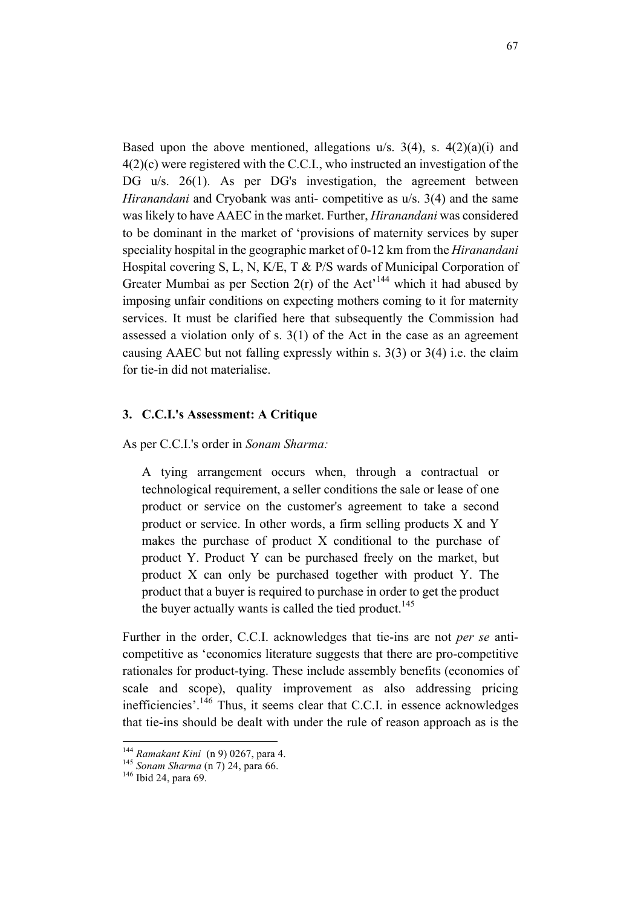Based upon the above mentioned, allegations u/s. 3(4), s. 4(2)(a)(i) and 4(2)(c) were registered with the C.C.I., who instructed an investigation of the DG u/s. 26(1). As per DG's investigation, the agreement between *Hiranandani* and Cryobank was anti- competitive as u/s. 3(4) and the same was likely to have AAEC in the market. Further, *Hiranandani* was considered to be dominant in the market of 'provisions of maternity services by super speciality hospital in the geographic market of 0-12 km from the *Hiranandani* Hospital covering S, L, N, K/E, T & P/S wards of Municipal Corporation of Greater Mumbai as per Section 2(r) of the Act'[144] which it had abused by imposing unfair conditions on expecting mothers coming to it for maternity services. It must be clarified here that subsequently the Commission had assessed a violation only of s. 3(1) of the Act in the case as an agreement causing AAEC but not falling expressly within s. 3(3) or 3(4) i.e. the claim for tie-in did not materialise.

### 3. C.C.I.'s Assessment: A Critique

As per C.C.I.'s order in *Sonam Sharma:*

> A tying arrangement occurs when, through a contractual or technological requirement, a seller conditions the sale or lease of one product or service on the customer's agreement to take a second product or service. In other words, a firm selling products X and Y makes the purchase of product X conditional to the purchase of product Y. Product Y can be purchased freely on the market, but product X can only be purchased together with product Y. The product that a buyer is required to purchase in order to get the product the buyer actually wants is called the tied product.[145]

Further in the order, C.C.I. acknowledges that tie-ins are not *per se* anti-competitive as 'economics literature suggests that there are pro-competitive rationales for product-tying. These include assembly benefits (economies of scale and scope), quality improvement as also addressing pricing inefficiencies'.[146] Thus, it seems clear that C.C.I. in essence acknowledges that tie-ins should be dealt with under the rule of reason approach as is the

---

[144] *Ramakant Kini* (n 9) 0267, para 4.
[145] *Sonam Sharma* (n 7) 24, para 66.
[146] Ibid 24, para 69.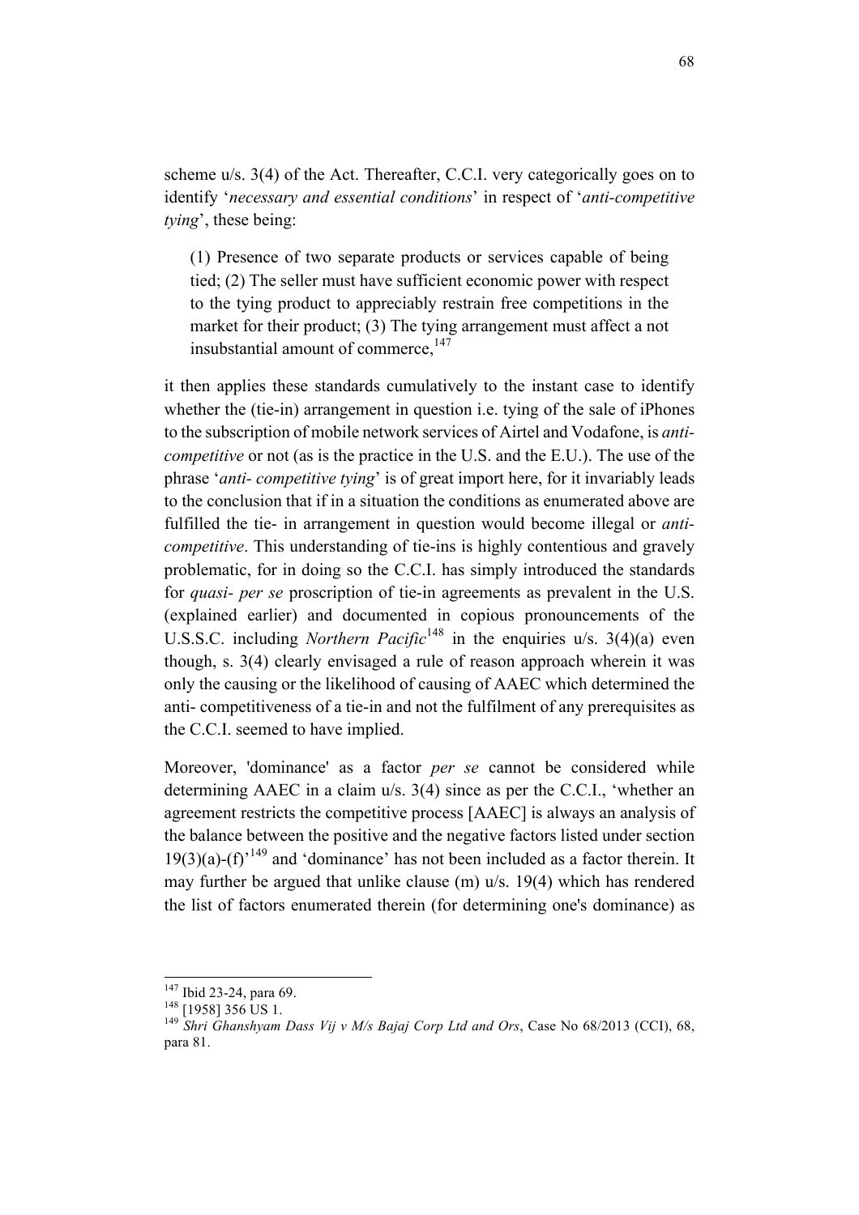scheme u/s. 3(4) of the Act. Thereafter, C.C.I. very categorically goes on to identify '*necessary and essential conditions*' in respect of '*anti-competitive tying*', these being:

> (1) Presence of two separate products or services capable of being tied; (2) The seller must have sufficient economic power with respect to the tying product to appreciably restrain free competitions in the market for their product; (3) The tying arrangement must affect a not insubstantial amount of commerce,[147]

it then applies these standards cumulatively to the instant case to identify whether the (tie-in) arrangement in question i.e. tying of the sale of iPhones to the subscription of mobile network services of Airtel and Vodafone, is *anti-competitive* or not (as is the practice in the U.S. and the E.U.). The use of the phrase '*anti- competitive tying*' is of great import here, for it invariably leads to the conclusion that if in a situation the conditions as enumerated above are fulfilled the tie- in arrangement in question would become illegal or *anti-competitive*. This understanding of tie-ins is highly contentious and gravely problematic, for in doing so the C.C.I. has simply introduced the standards for *quasi- per se* proscription of tie-in agreements as prevalent in the U.S. (explained earlier) and documented in copious pronouncements of the U.S.S.C. including *Northern Pacific*[148] in the enquiries u/s. 3(4)(a) even though, s. 3(4) clearly envisaged a rule of reason approach wherein it was only the causing or the likelihood of causing of AAEC which determined the anti- competitiveness of a tie-in and not the fulfilment of any prerequisites as the C.C.I. seemed to have implied.

Moreover, 'dominance' as a factor *per se* cannot be considered while determining AAEC in a claim u/s. 3(4) since as per the C.C.I., 'whether an agreement restricts the competitive process [AAEC] is always an analysis of the balance between the positive and the negative factors listed under section 19(3)(a)-(f)'[149] and 'dominance' has not been included as a factor therein. It may further be argued that unlike clause (m) u/s. 19(4) which has rendered the list of factors enumerated therein (for determining one's dominance) as

---

[147] Ibid 23-24, para 69.

[148] [1958] 356 US 1.

[149] *Shri Ghanshyam Dass Vij v M/s Bajaj Corp Ltd and Ors*, Case No 68/2013 (CCI), 68, para 81.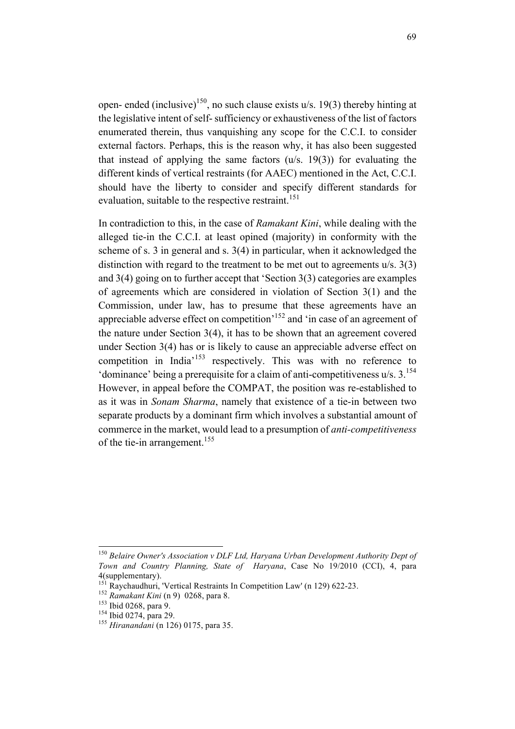open- ended (inclusive)[150], no such clause exists u/s. 19(3) thereby hinting at the legislative intent of self- sufficiency or exhaustiveness of the list of factors enumerated therein, thus vanquishing any scope for the C.C.I. to consider external factors. Perhaps, this is the reason why, it has also been suggested that instead of applying the same factors (u/s. 19(3)) for evaluating the different kinds of vertical restraints (for AAEC) mentioned in the Act, C.C.I. should have the liberty to consider and specify different standards for evaluation, suitable to the respective restraint.[151]

In contradiction to this, in the case of *Ramakant Kini*, while dealing with the alleged tie-in the C.C.I. at least opined (majority) in conformity with the scheme of s. 3 in general and s. 3(4) in particular, when it acknowledged the distinction with regard to the treatment to be met out to agreements u/s. 3(3) and 3(4) going on to further accept that 'Section 3(3) categories are examples of agreements which are considered in violation of Section 3(1) and the Commission, under law, has to presume that these agreements have an appreciable adverse effect on competition'[152] and 'in case of an agreement of the nature under Section 3(4), it has to be shown that an agreement covered under Section 3(4) has or is likely to cause an appreciable adverse effect on competition in India'[153] respectively. This was with no reference to 'dominance' being a prerequisite for a claim of anti-competitiveness u/s. 3.[154] However, in appeal before the COMPAT, the position was re-established to as it was in *Sonam Sharma*, namely that existence of a tie-in between two separate products by a dominant firm which involves a substantial amount of commerce in the market, would lead to a presumption of *anti-competitiveness* of the tie-in arrangement.[155]

---

[150] *Belaire Owner's Association v DLF Ltd, Haryana Urban Development Authority Dept of Town and Country Planning, State of Haryana*, Case No 19/2010 (CCI), 4, para 4(supplementary).

[151] Raychaudhuri, 'Vertical Restraints In Competition Law' (n 129) 622-23.

[152] *Ramakant Kini* (n 9) 0268, para 8.

[153] Ibid 0268, para 9.

[154] Ibid 0274, para 29.

[155] *Hiranandani* (n 126) 0175, para 35.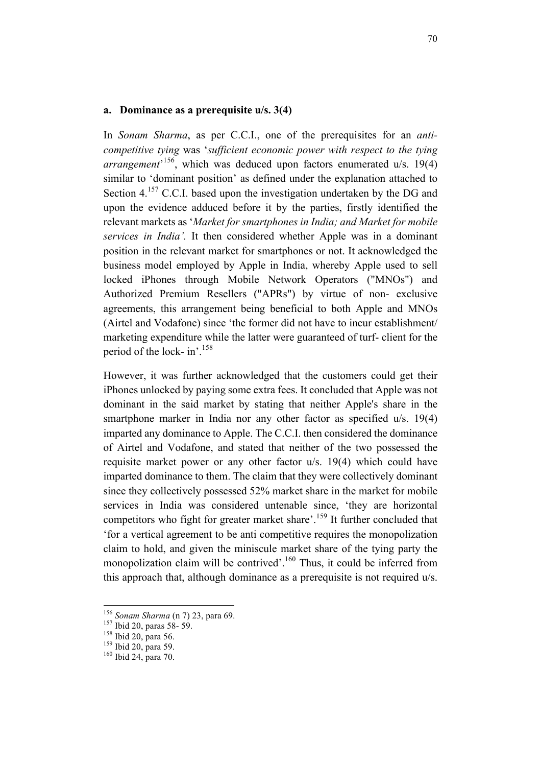### a. Dominance as a prerequisite u/s. 3(4)

In *Sonam Sharma*, as per C.C.I., one of the prerequisites for an *anti-competitive tying* was '*sufficient economic power with respect to the tying arrangement*'[156], which was deduced upon factors enumerated u/s. 19(4) similar to 'dominant position' as defined under the explanation attached to Section 4.[157] C.C.I. based upon the investigation undertaken by the DG and upon the evidence adduced before it by the parties, firstly identified the relevant markets as '*Market for smartphones in India; and Market for mobile services in India'.* It then considered whether Apple was in a dominant position in the relevant market for smartphones or not. It acknowledged the business model employed by Apple in India, whereby Apple used to sell locked iPhones through Mobile Network Operators ("MNOs") and Authorized Premium Resellers ("APRs") by virtue of non- exclusive agreements, this arrangement being beneficial to both Apple and MNOs (Airtel and Vodafone) since 'the former did not have to incur establishment/ marketing expenditure while the latter were guaranteed of turf- client for the period of the lock- in'.[158]

However, it was further acknowledged that the customers could get their iPhones unlocked by paying some extra fees. It concluded that Apple was not dominant in the said market by stating that neither Apple's share in the smartphone marker in India nor any other factor as specified u/s. 19(4) imparted any dominance to Apple. The C.C.I. then considered the dominance of Airtel and Vodafone, and stated that neither of the two possessed the requisite market power or any other factor u/s. 19(4) which could have imparted dominance to them. The claim that they were collectively dominant since they collectively possessed 52% market share in the market for mobile services in India was considered untenable since, 'they are horizontal competitors who fight for greater market share'.[159] It further concluded that 'for a vertical agreement to be anti competitive requires the monopolization claim to hold, and given the miniscule market share of the tying party the monopolization claim will be contrived'.[160] Thus, it could be inferred from this approach that, although dominance as a prerequisite is not required u/s.

---

[156] *Sonam Sharma* (n 7) 23, para 69.

[157] Ibid 20, paras 58- 59.

[158] Ibid 20, para 56.

[159] Ibid 20, para 59.

[160] Ibid 24, para 70.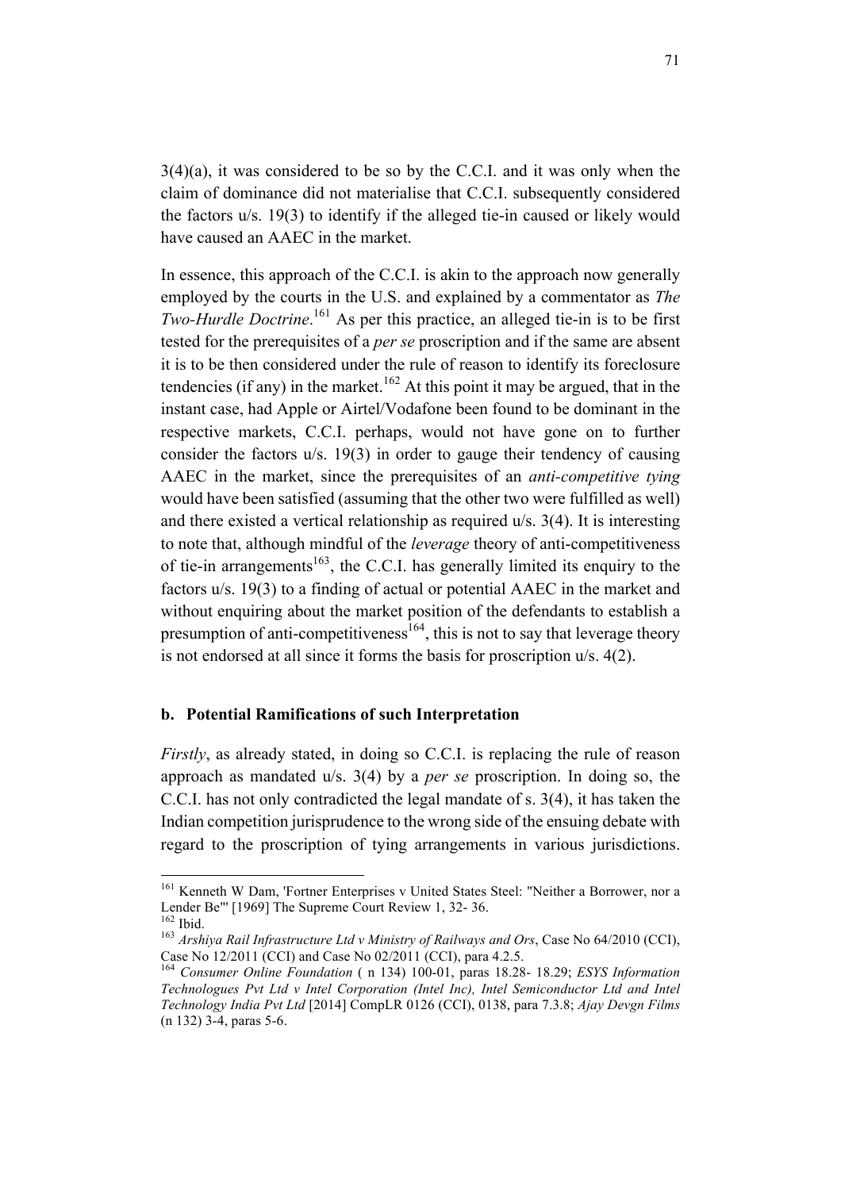3(4)(a), it was considered to be so by the C.C.I. and it was only when the claim of dominance did not materialise that C.C.I. subsequently considered the factors u/s. 19(3) to identify if the alleged tie-in caused or likely would have caused an AAEC in the market.

In essence, this approach of the C.C.I. is akin to the approach now generally employed by the courts in the U.S. and explained by a commentator as *The Two-Hurdle Doctrine*.[161] As per this practice, an alleged tie-in is to be first tested for the prerequisites of a *per se* proscription and if the same are absent it is to be then considered under the rule of reason to identify its foreclosure tendencies (if any) in the market.[162] At this point it may be argued, that in the instant case, had Apple or Airtel/Vodafone been found to be dominant in the respective markets, C.C.I. perhaps, would not have gone on to further consider the factors u/s. 19(3) in order to gauge their tendency of causing AAEC in the market, since the prerequisites of an *anti-competitive tying* would have been satisfied (assuming that the other two were fulfilled as well) and there existed a vertical relationship as required u/s. 3(4). It is interesting to note that, although mindful of the *leverage* theory of anti-competitiveness of tie-in arrangements[163], the C.C.I. has generally limited its enquiry to the factors u/s. 19(3) to a finding of actual or potential AAEC in the market and without enquiring about the market position of the defendants to establish a presumption of anti-competitiveness[164], this is not to say that leverage theory is not endorsed at all since it forms the basis for proscription u/s. 4(2).

### b. Potential Ramifications of such Interpretation

*Firstly*, as already stated, in doing so C.C.I. is replacing the rule of reason approach as mandated u/s. 3(4) by a *per se* proscription. In doing so, the C.C.I. has not only contradicted the legal mandate of s. 3(4), it has taken the Indian competition jurisprudence to the wrong side of the ensuing debate with regard to the proscription of tying arrangements in various jurisdictions.

---

[161] Kenneth W Dam, 'Fortner Enterprises v United States Steel: "Neither a Borrower, nor a Lender Be"' [1969] The Supreme Court Review 1, 32- 36.

[162] Ibid.

[163] *Arshiya Rail Infrastructure Ltd v Ministry of Railways and Ors*, Case No 64/2010 (CCI), Case No 12/2011 (CCI) and Case No 02/2011 (CCI), para 4.2.5.

[164] *Consumer Online Foundation* ( n 134) 100-01, paras 18.28- 18.29; *ESYS Information Technologues Pvt Ltd v Intel Corporation (Intel Inc), Intel Semiconductor Ltd and Intel Technology India Pvt Ltd* [2014] CompLR 0126 (CCI), 0138, para 7.3.8; *Ajay Devgn Films* (n 132) 3-4, paras 5-6.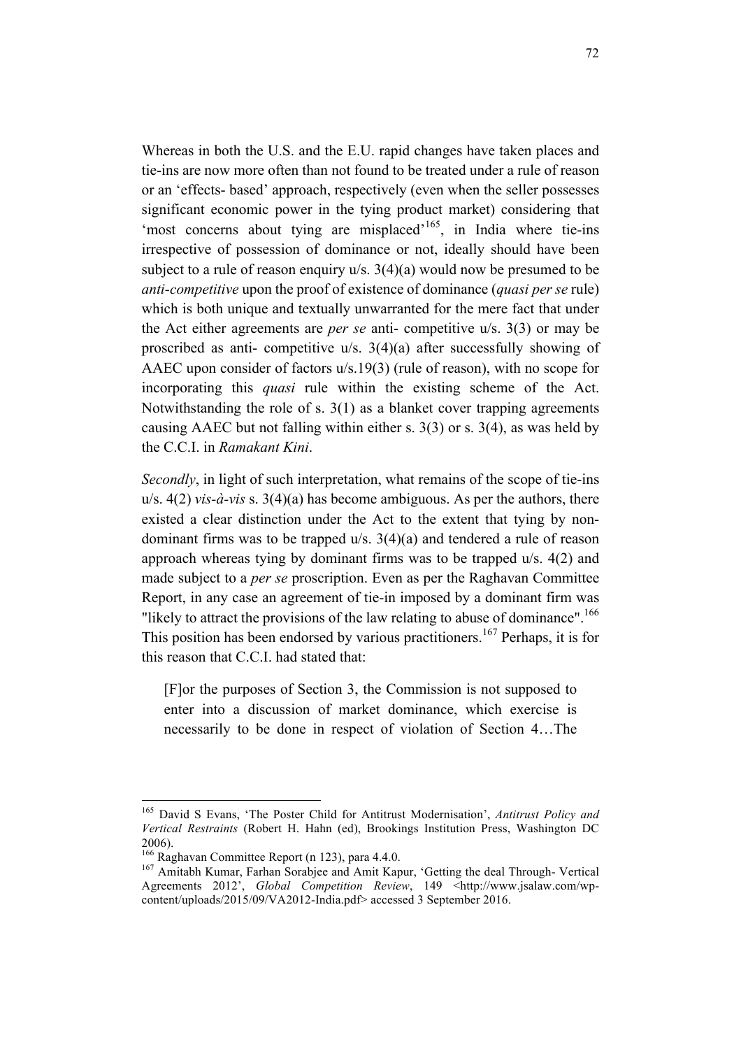Whereas in both the U.S. and the E.U. rapid changes have taken places and tie-ins are now more often than not found to be treated under a rule of reason or an 'effects- based' approach, respectively (even when the seller possesses significant economic power in the tying product market) considering that 'most concerns about tying are misplaced'[165], in India where tie-ins irrespective of possession of dominance or not, ideally should have been subject to a rule of reason enquiry u/s. 3(4)(a) would now be presumed to be *anti-competitive* upon the proof of existence of dominance (*quasi per se* rule) which is both unique and textually unwarranted for the mere fact that under the Act either agreements are *per se* anti- competitive u/s. 3(3) or may be proscribed as anti- competitive u/s. 3(4)(a) after successfully showing of AAEC upon consider of factors u/s.19(3) (rule of reason), with no scope for incorporating this *quasi* rule within the existing scheme of the Act. Notwithstanding the role of s. 3(1) as a blanket cover trapping agreements causing AAEC but not falling within either s. 3(3) or s. 3(4), as was held by the C.C.I. in *Ramakant Kini*.

*Secondly*, in light of such interpretation, what remains of the scope of tie-ins u/s. 4(2) *vis-à-vis* s. 3(4)(a) has become ambiguous. As per the authors, there existed a clear distinction under the Act to the extent that tying by non-dominant firms was to be trapped u/s. 3(4)(a) and tendered a rule of reason approach whereas tying by dominant firms was to be trapped u/s. 4(2) and made subject to a *per se* proscription. Even as per the Raghavan Committee Report, in any case an agreement of tie-in imposed by a dominant firm was "likely to attract the provisions of the law relating to abuse of dominance".[166] This position has been endorsed by various practitioners.[167] Perhaps, it is for this reason that C.C.I. had stated that:

> [F]or the purposes of Section 3, the Commission is not supposed to enter into a discussion of market dominance, which exercise is necessarily to be done in respect of violation of Section 4…The

---

[165] David S Evans, 'The Poster Child for Antitrust Modernisation', *Antitrust Policy and Vertical Restraints* (Robert H. Hahn (ed), Brookings Institution Press, Washington DC 2006).

[166] Raghavan Committee Report (n 123), para 4.4.0.

[167] Amitabh Kumar, Farhan Sorabjee and Amit Kapur, 'Getting the deal Through- Vertical Agreements 2012', *Global Competition Review*, 149 <http://www.jsalaw.com/wp-content/uploads/2015/09/VA2012-India.pdf> accessed 3 September 2016.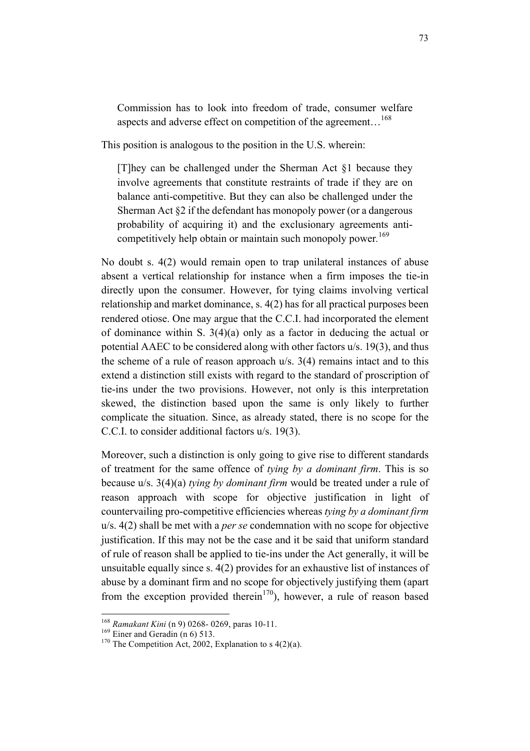> Commission has to look into freedom of trade, consumer welfare aspects and adverse effect on competition of the agreement…[168]

This position is analogous to the position in the U.S. wherein:

> [T]hey can be challenged under the Sherman Act §1 because they involve agreements that constitute restraints of trade if they are on balance anti-competitive. But they can also be challenged under the Sherman Act §2 if the defendant has monopoly power (or a dangerous probability of acquiring it) and the exclusionary agreements anti-competitively help obtain or maintain such monopoly power.[169]

No doubt s. 4(2) would remain open to trap unilateral instances of abuse absent a vertical relationship for instance when a firm imposes the tie-in directly upon the consumer. However, for tying claims involving vertical relationship and market dominance, s. 4(2) has for all practical purposes been rendered otiose. One may argue that the C.C.I. had incorporated the element of dominance within S. 3(4)(a) only as a factor in deducing the actual or potential AAEC to be considered along with other factors u/s. 19(3), and thus the scheme of a rule of reason approach u/s. 3(4) remains intact and to this extend a distinction still exists with regard to the standard of proscription of tie-ins under the two provisions. However, not only is this interpretation skewed, the distinction based upon the same is only likely to further complicate the situation. Since, as already stated, there is no scope for the C.C.I. to consider additional factors u/s. 19(3).

Moreover, such a distinction is only going to give rise to different standards of treatment for the same offence of *tying by a dominant firm*. This is so because u/s. 3(4)(a) *tying by dominant firm* would be treated under a rule of reason approach with scope for objective justification in light of countervailing pro-competitive efficiencies whereas *tying by a dominant firm* u/s. 4(2) shall be met with a *per se* condemnation with no scope for objective justification. If this may not be the case and it be said that uniform standard of rule of reason shall be applied to tie-ins under the Act generally, it will be unsuitable equally since s. 4(2) provides for an exhaustive list of instances of abuse by a dominant firm and no scope for objectively justifying them (apart from the exception provided therein[170]), however, a rule of reason based

---

[168] *Ramakant Kini* (n 9) 0268- 0269, paras 10-11.

[169] Einer and Geradin (n 6) 513.

[170] The Competition Act, 2002, Explanation to s 4(2)(a).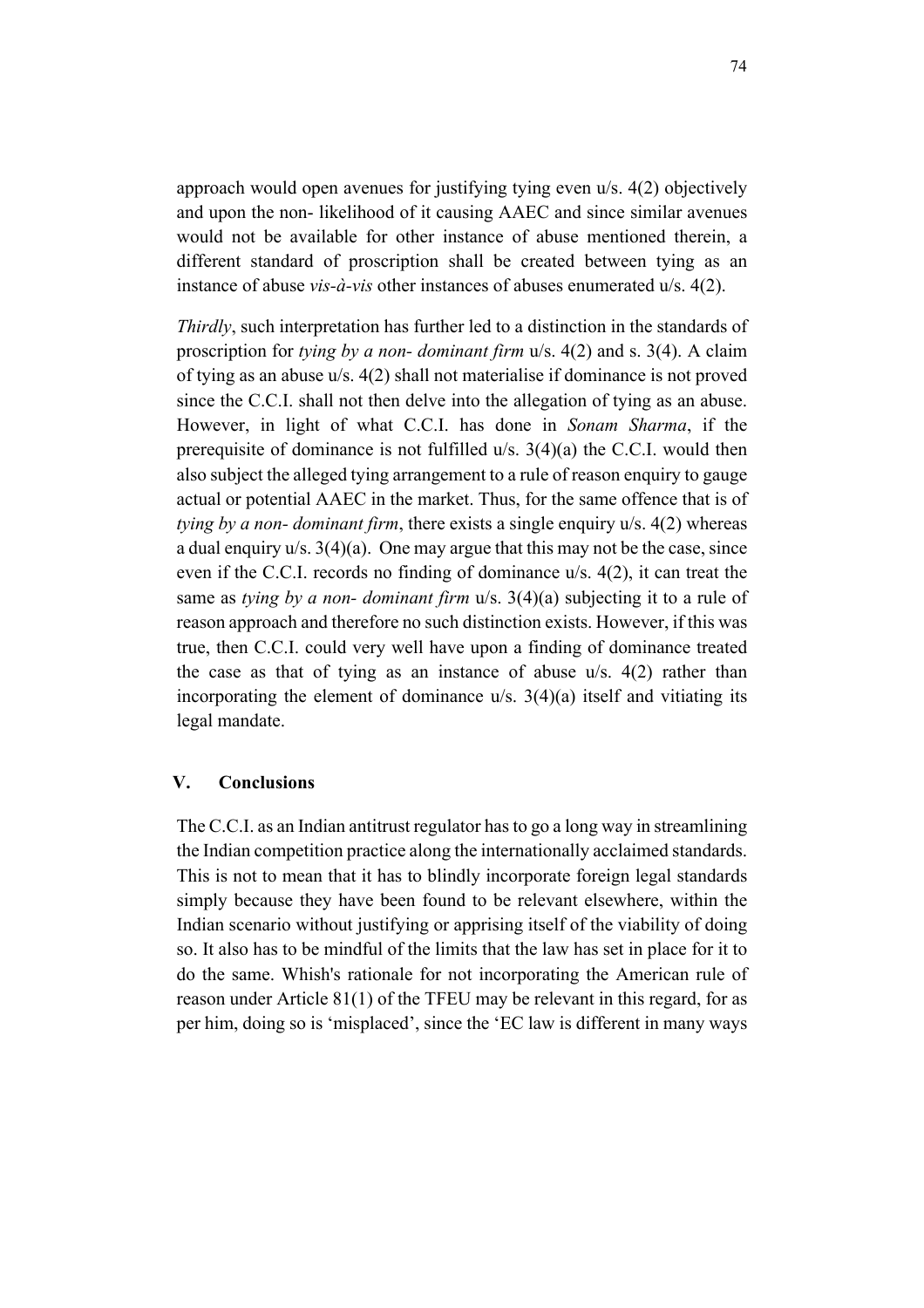approach would open avenues for justifying tying even u/s. 4(2) objectively and upon the non- likelihood of it causing AAEC and since similar avenues would not be available for other instance of abuse mentioned therein, a different standard of proscription shall be created between tying as an instance of abuse *vis-à-vis* other instances of abuses enumerated u/s. 4(2).

*Thirdly*, such interpretation has further led to a distinction in the standards of proscription for *tying by a non- dominant firm* u/s. 4(2) and s. 3(4). A claim of tying as an abuse u/s. 4(2) shall not materialise if dominance is not proved since the C.C.I. shall not then delve into the allegation of tying as an abuse. However, in light of what C.C.I. has done in *Sonam Sharma*, if the prerequisite of dominance is not fulfilled u/s. 3(4)(a) the C.C.I. would then also subject the alleged tying arrangement to a rule of reason enquiry to gauge actual or potential AAEC in the market. Thus, for the same offence that is of *tying by a non- dominant firm*, there exists a single enquiry u/s. 4(2) whereas a dual enquiry u/s. 3(4)(a). One may argue that this may not be the case, since even if the C.C.I. records no finding of dominance u/s. 4(2), it can treat the same as *tying by a non- dominant firm* u/s. 3(4)(a) subjecting it to a rule of reason approach and therefore no such distinction exists. However, if this was true, then C.C.I. could very well have upon a finding of dominance treated the case as that of tying as an instance of abuse u/s. 4(2) rather than incorporating the element of dominance u/s. 3(4)(a) itself and vitiating its legal mandate.

## V. Conclusions

The C.C.I. as an Indian antitrust regulator has to go a long way in streamlining the Indian competition practice along the internationally acclaimed standards. This is not to mean that it has to blindly incorporate foreign legal standards simply because they have been found to be relevant elsewhere, within the Indian scenario without justifying or apprising itself of the viability of doing so. It also has to be mindful of the limits that the law has set in place for it to do the same. Whish's rationale for not incorporating the American rule of reason under Article 81(1) of the TFEU may be relevant in this regard, for as per him, doing so is 'misplaced', since the 'EC law is different in many ways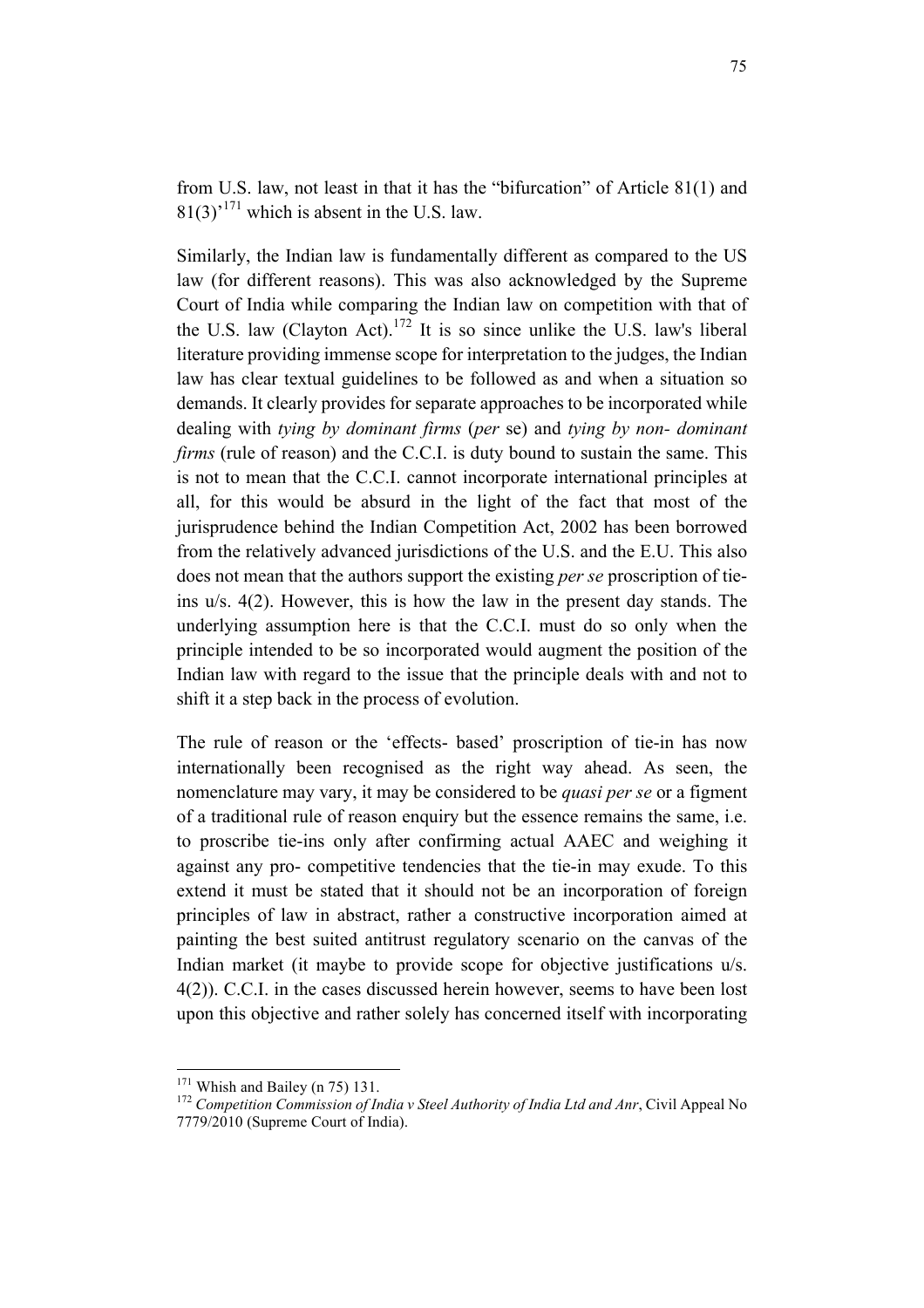from U.S. law, not least in that it has the "bifurcation" of Article 81(1) and 81(3)'[171] which is absent in the U.S. law.

Similarly, the Indian law is fundamentally different as compared to the US law (for different reasons). This was also acknowledged by the Supreme Court of India while comparing the Indian law on competition with that of the U.S. law (Clayton Act).[172] It is so since unlike the U.S. law's liberal literature providing immense scope for interpretation to the judges, the Indian law has clear textual guidelines to be followed as and when a situation so demands. It clearly provides for separate approaches to be incorporated while dealing with *tying by dominant firms* (*per* se) and *tying by non- dominant firms* (rule of reason) and the C.C.I. is duty bound to sustain the same. This is not to mean that the C.C.I. cannot incorporate international principles at all, for this would be absurd in the light of the fact that most of the jurisprudence behind the Indian Competition Act, 2002 has been borrowed from the relatively advanced jurisdictions of the U.S. and the E.U. This also does not mean that the authors support the existing *per se* proscription of tie-ins u/s. 4(2). However, this is how the law in the present day stands. The underlying assumption here is that the C.C.I. must do so only when the principle intended to be so incorporated would augment the position of the Indian law with regard to the issue that the principle deals with and not to shift it a step back in the process of evolution.

The rule of reason or the 'effects- based' proscription of tie-in has now internationally been recognised as the right way ahead. As seen, the nomenclature may vary, it may be considered to be *quasi per se* or a figment of a traditional rule of reason enquiry but the essence remains the same, i.e. to proscribe tie-ins only after confirming actual AAEC and weighing it against any pro- competitive tendencies that the tie-in may exude. To this extend it must be stated that it should not be an incorporation of foreign principles of law in abstract, rather a constructive incorporation aimed at painting the best suited antitrust regulatory scenario on the canvas of the Indian market (it maybe to provide scope for objective justifications u/s. 4(2)). C.C.I. in the cases discussed herein however, seems to have been lost upon this objective and rather solely has concerned itself with incorporating

[171] Whish and Bailey (n 75) 131.

[172] *Competition Commission of India v Steel Authority of India Ltd and Anr*, Civil Appeal No 7779/2010 (Supreme Court of India).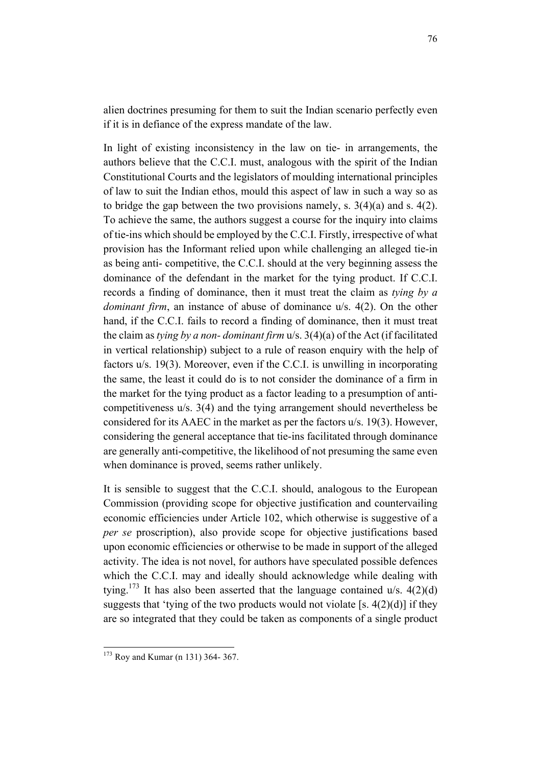alien doctrines presuming for them to suit the Indian scenario perfectly even if it is in defiance of the express mandate of the law.

In light of existing inconsistency in the law on tie- in arrangements, the authors believe that the C.C.I. must, analogous with the spirit of the Indian Constitutional Courts and the legislators of moulding international principles of law to suit the Indian ethos, mould this aspect of law in such a way so as to bridge the gap between the two provisions namely, s. 3(4)(a) and s. 4(2). To achieve the same, the authors suggest a course for the inquiry into claims of tie-ins which should be employed by the C.C.I. Firstly, irrespective of what provision has the Informant relied upon while challenging an alleged tie-in as being anti- competitive, the C.C.I. should at the very beginning assess the dominance of the defendant in the market for the tying product. If C.C.I. records a finding of dominance, then it must treat the claim as *tying by a dominant firm*, an instance of abuse of dominance u/s. 4(2). On the other hand, if the C.C.I. fails to record a finding of dominance, then it must treat the claim as *tying by a non- dominant firm* u/s. 3(4)(a) of the Act (if facilitated in vertical relationship) subject to a rule of reason enquiry with the help of factors u/s. 19(3). Moreover, even if the C.C.I. is unwilling in incorporating the same, the least it could do is to not consider the dominance of a firm in the market for the tying product as a factor leading to a presumption of anti-competitiveness u/s. 3(4) and the tying arrangement should nevertheless be considered for its AAEC in the market as per the factors u/s. 19(3). However, considering the general acceptance that tie-ins facilitated through dominance are generally anti-competitive, the likelihood of not presuming the same even when dominance is proved, seems rather unlikely.

It is sensible to suggest that the C.C.I. should, analogous to the European Commission (providing scope for objective justification and countervailing economic efficiencies under Article 102, which otherwise is suggestive of a *per se* proscription), also provide scope for objective justifications based upon economic efficiencies or otherwise to be made in support of the alleged activity. The idea is not novel, for authors have speculated possible defences which the C.C.I. may and ideally should acknowledge while dealing with tying.[173] It has also been asserted that the language contained u/s. 4(2)(d) suggests that 'tying of the two products would not violate [s. 4(2)(d)] if they are so integrated that they could be taken as components of a single product

---

[173] Roy and Kumar (n 131) 364- 367.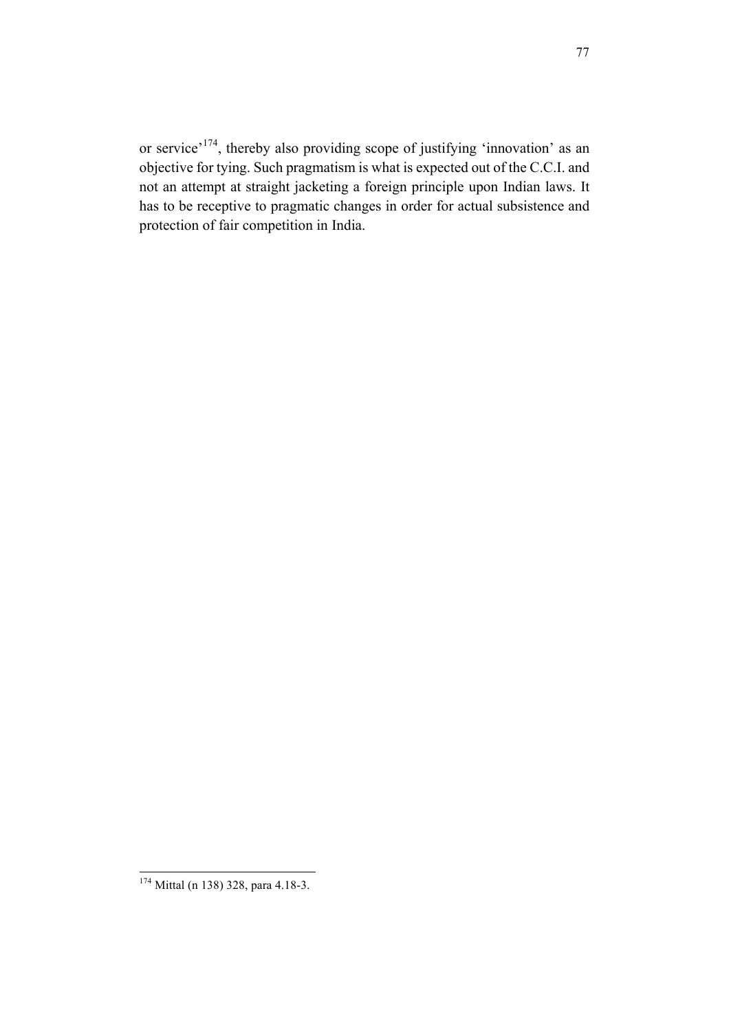or service'[174], thereby also providing scope of justifying 'innovation' as an objective for tying. Such pragmatism is what is expected out of the C.C.I. and not an attempt at straight jacketing a foreign principle upon Indian laws. It has to be receptive to pragmatic changes in order for actual subsistence and protection of fair competition in India.

[174] Mittal (n 138) 328, para 4.18-3.